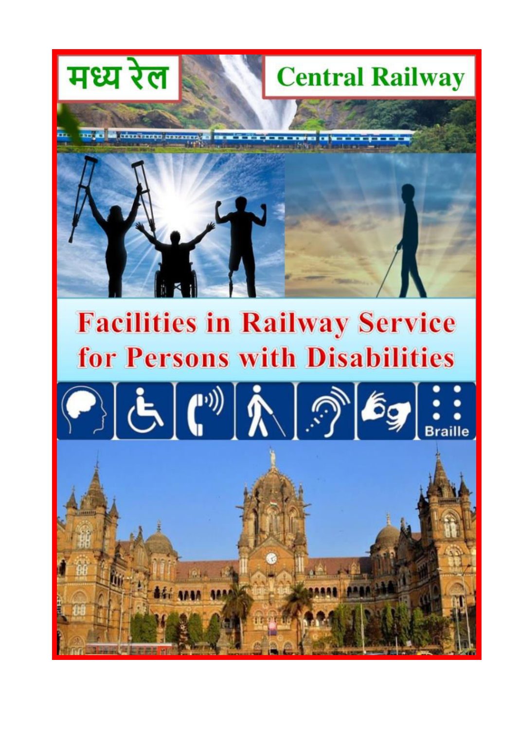मध्य रेल

Central Railway

# Facilities in Railway Service for Persons with Disabilities

Braille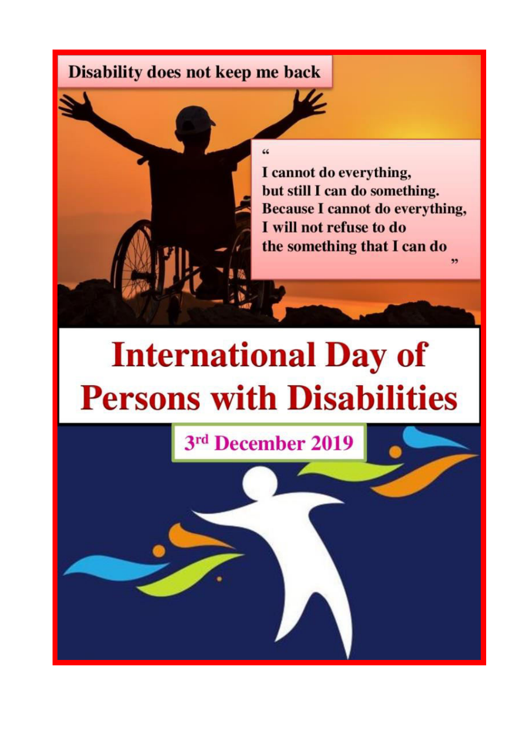Disability does not keep me back

"
I cannot do everything,
but still I can do something.
Because I cannot do everything,
I will not refuse to do
the something that I can do
"

# International Day of Persons with Disabilities

3rd December 2019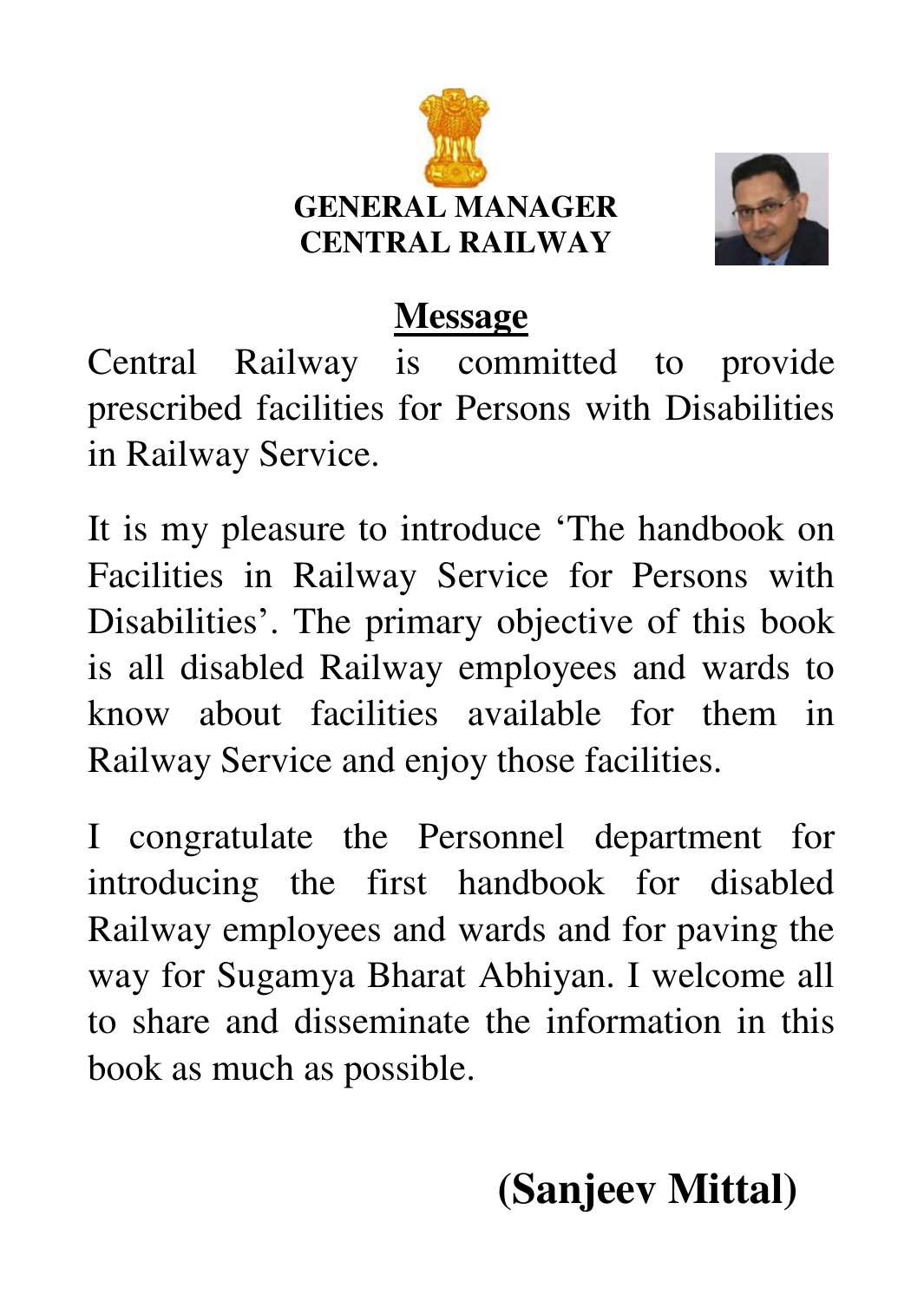**GENERAL MANAGER**
**CENTRAL RAILWAY**

## Message

Central Railway is committed to provide prescribed facilities for Persons with Disabilities in Railway Service.

It is my pleasure to introduce 'The handbook on Facilities in Railway Service for Persons with Disabilities'. The primary objective of this book is all disabled Railway employees and wards to know about facilities available for them in Railway Service and enjoy those facilities.

I congratulate the Personnel department for introducing the first handbook for disabled Railway employees and wards and for paving the way for Sugamya Bharat Abhiyan. I welcome all to share and disseminate the information in this book as much as possible.

**(Sanjeev Mittal)**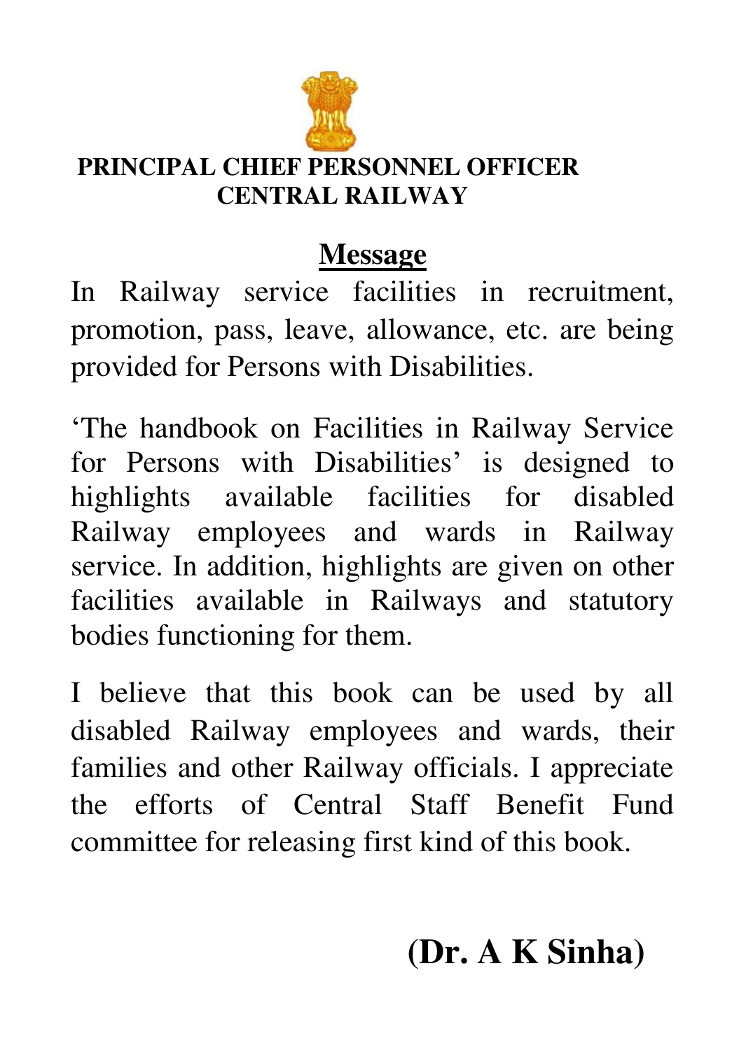**PRINCIPAL CHIEF PERSONNEL OFFICER**
**CENTRAL RAILWAY**

## Message

In Railway service facilities in recruitment, promotion, pass, leave, allowance, etc. are being provided for Persons with Disabilities.

'The handbook on Facilities in Railway Service for Persons with Disabilities' is designed to highlights available facilities for disabled Railway employees and wards in Railway service. In addition, highlights are given on other facilities available in Railways and statutory bodies functioning for them.

I believe that this book can be used by all disabled Railway employees and wards, their families and other Railway officials. I appreciate the efforts of Central Staff Benefit Fund committee for releasing first kind of this book.

**(Dr. A K Sinha)**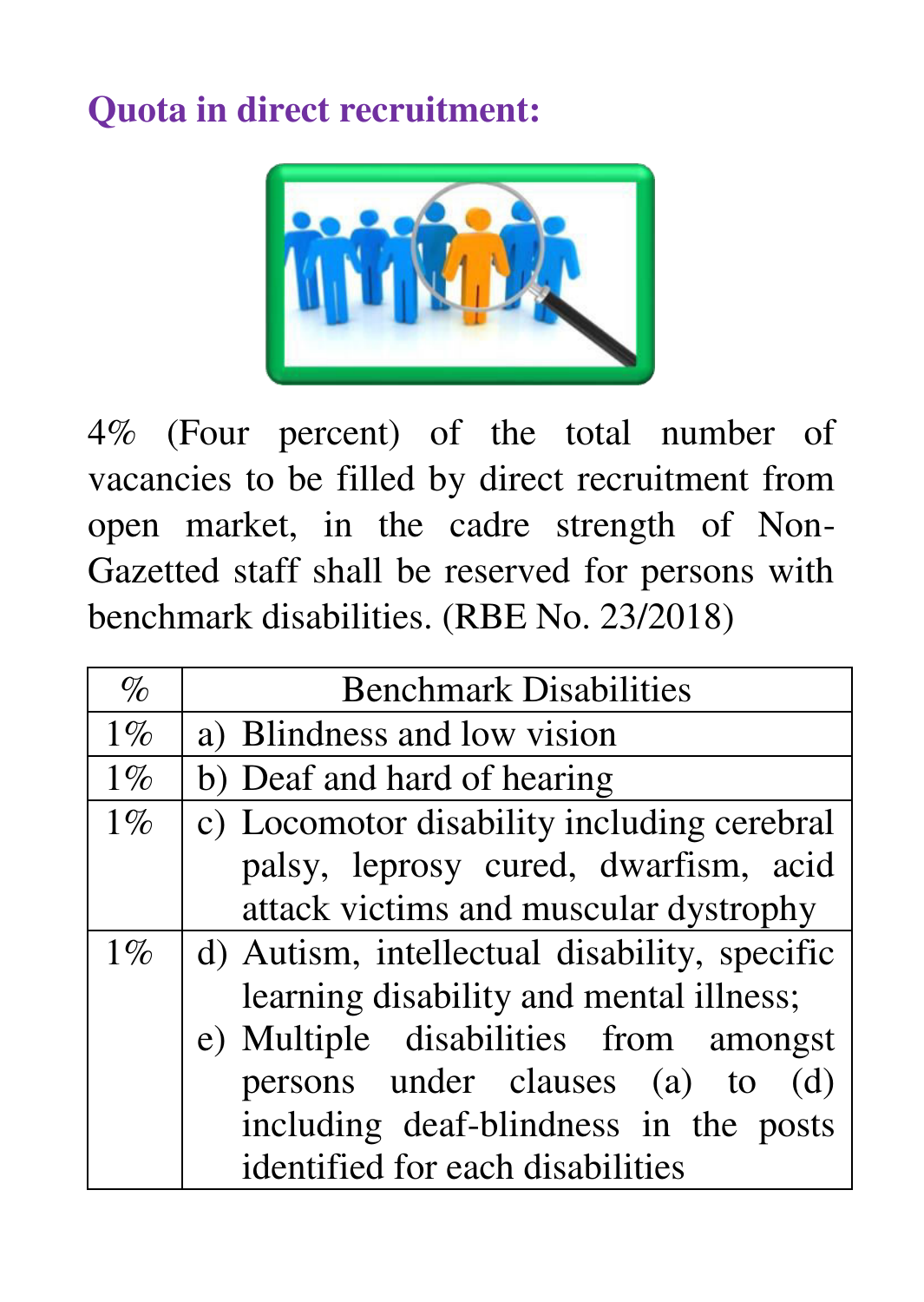## Quota in direct recruitment:

4% (Four percent) of the total number of vacancies to be filled by direct recruitment from open market, in the cadre strength of Non-Gazetted staff shall be reserved for persons with benchmark disabilities. (RBE No. 23/2018)

| % | Benchmark Disabilities |
|---|---|
| 1% | a) Blindness and low vision |
| 1% | b) Deaf and hard of hearing |
| 1% | c) Locomotor disability including cerebral palsy, leprosy cured, dwarfism, acid attack victims and muscular dystrophy |
| 1% | d) Autism, intellectual disability, specific learning disability and mental illness; e) Multiple disabilities from amongst persons under clauses (a) to (d) including deaf-blindness in the posts identified for each disabilities |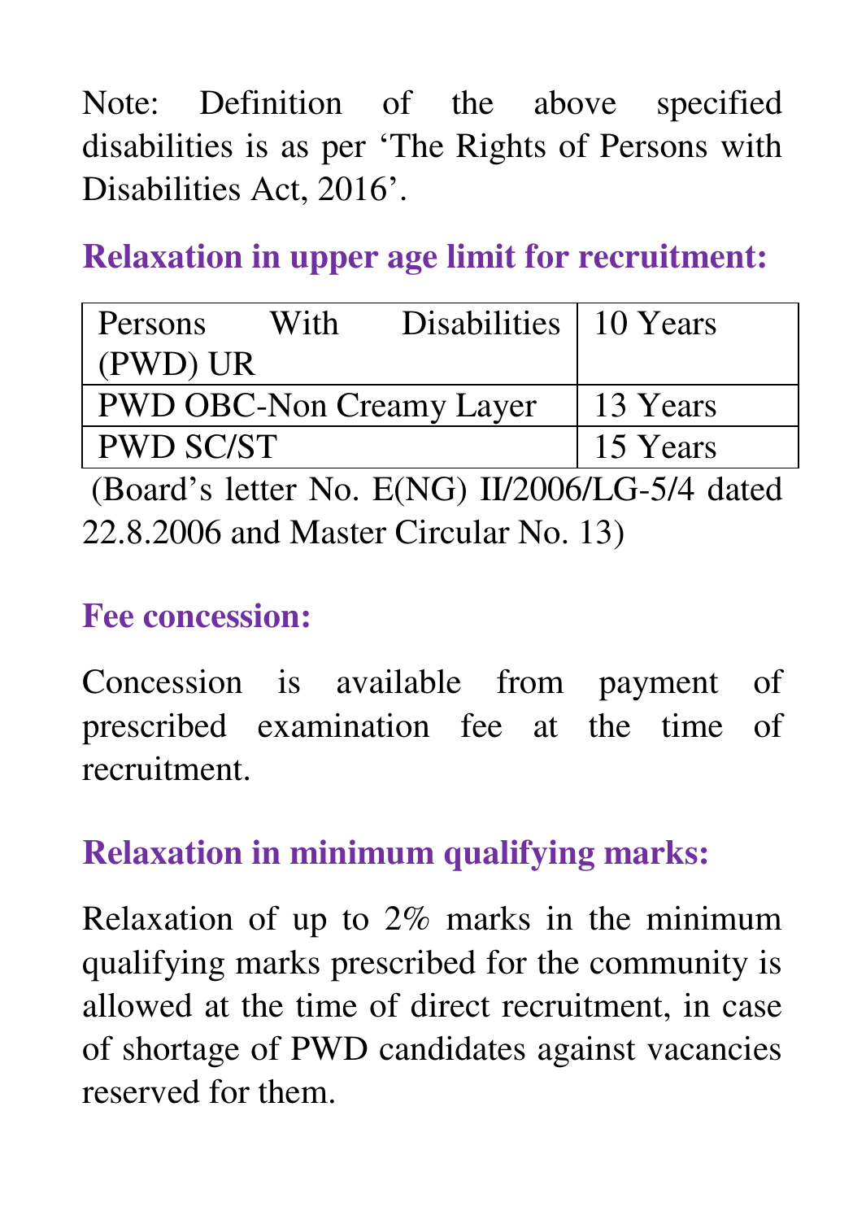Note: Definition of the above specified disabilities is as per 'The Rights of Persons with Disabilities Act, 2016'.

### Relaxation in upper age limit for recruitment:

| | |
|---|---|
| Persons With Disabilities (PWD) UR | 10 Years |
| PWD OBC-Non Creamy Layer | 13 Years |
| PWD SC/ST | 15 Years |

(Board's letter No. E(NG) II/2006/LG-5/4 dated 22.8.2006 and Master Circular No. 13)

### Fee concession:

Concession is available from payment of prescribed examination fee at the time of recruitment.

### Relaxation in minimum qualifying marks:

Relaxation of up to 2% marks in the minimum qualifying marks prescribed for the community is allowed at the time of direct recruitment, in case of shortage of PWD candidates against vacancies reserved for them.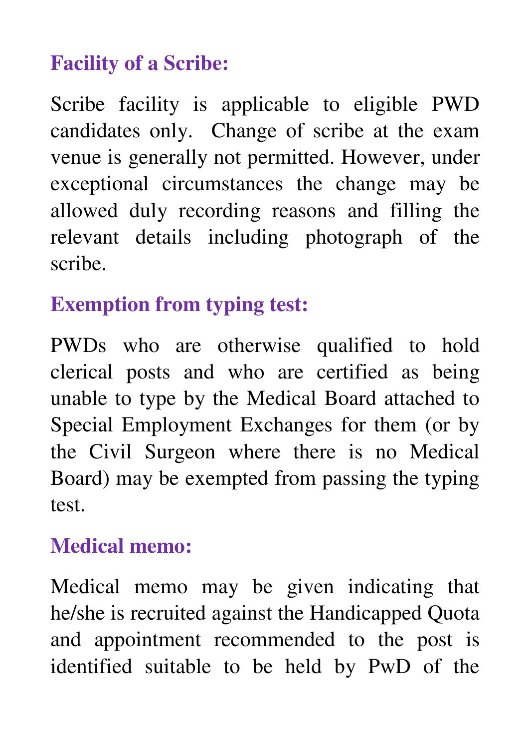### Facility of a Scribe:

Scribe facility is applicable to eligible PWD candidates only. Change of scribe at the exam venue is generally not permitted. However, under exceptional circumstances the change may be allowed duly recording reasons and filling the relevant details including photograph of the scribe.

### Exemption from typing test:

PWDs who are otherwise qualified to hold clerical posts and who are certified as being unable to type by the Medical Board attached to Special Employment Exchanges for them (or by the Civil Surgeon where there is no Medical Board) may be exempted from passing the typing test.

### Medical memo:

Medical memo may be given indicating that he/she is recruited against the Handicapped Quota and appointment recommended to the post is identified suitable to be held by PwD of the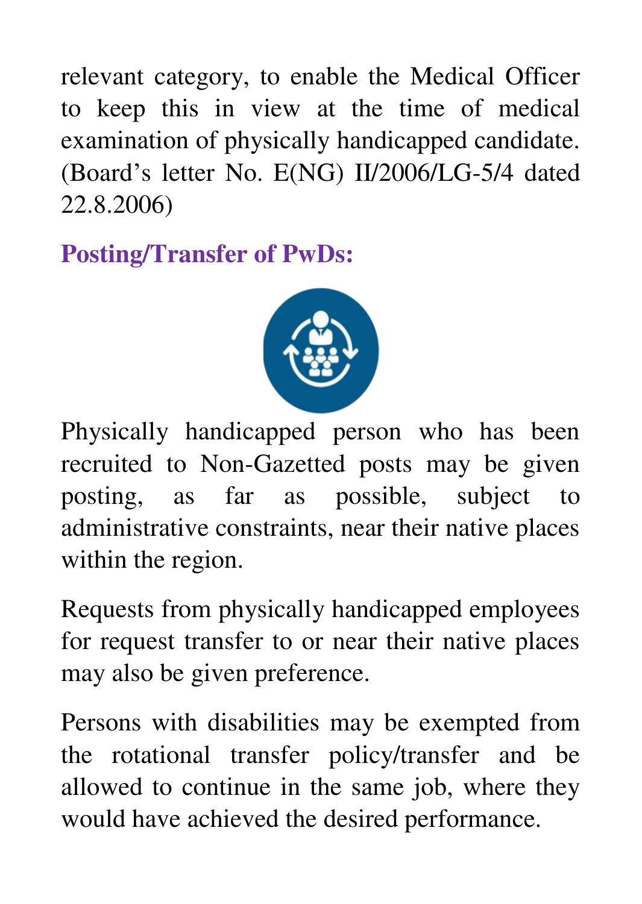relevant category, to enable the Medical Officer to keep this in view at the time of medical examination of physically handicapped candidate. (Board's letter No. E(NG) II/2006/LG-5/4 dated 22.8.2006)

## Posting/Transfer of PwDs:

Physically handicapped person who has been recruited to Non-Gazetted posts may be given posting, as far as possible, subject to administrative constraints, near their native places within the region.

Requests from physically handicapped employees for request transfer to or near their native places may also be given preference.

Persons with disabilities may be exempted from the rotational transfer policy/transfer and be allowed to continue in the same job, where they would have achieved the desired performance.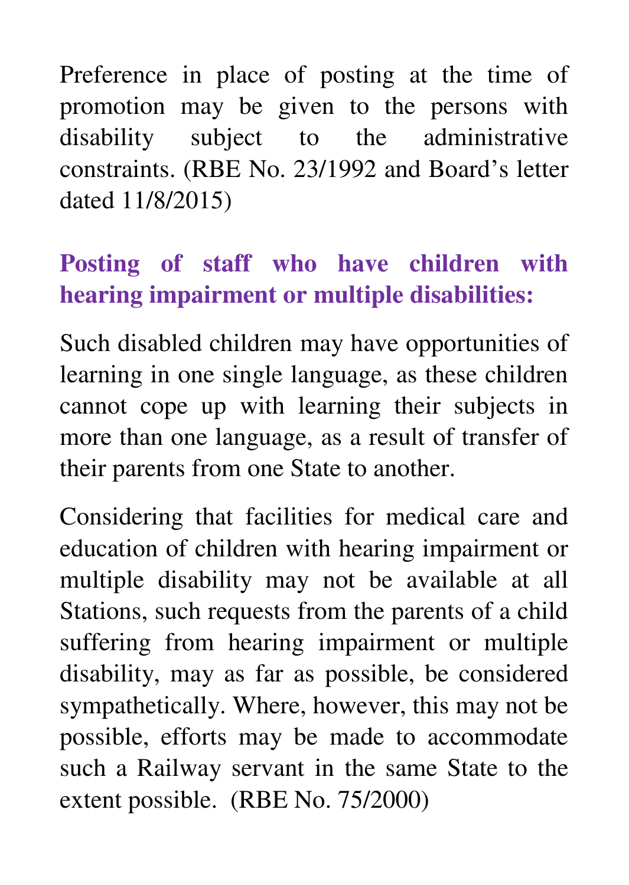Preference in place of posting at the time of promotion may be given to the persons with disability subject to the administrative constraints. (RBE No. 23/1992 and Board's letter dated 11/8/2015)

### Posting of staff who have children with hearing impairment or multiple disabilities:

Such disabled children may have opportunities of learning in one single language, as these children cannot cope up with learning their subjects in more than one language, as a result of transfer of their parents from one State to another.

Considering that facilities for medical care and education of children with hearing impairment or multiple disability may not be available at all Stations, such requests from the parents of a child suffering from hearing impairment or multiple disability, may as far as possible, be considered sympathetically. Where, however, this may not be possible, efforts may be made to accommodate such a Railway servant in the same State to the extent possible. (RBE No. 75/2000)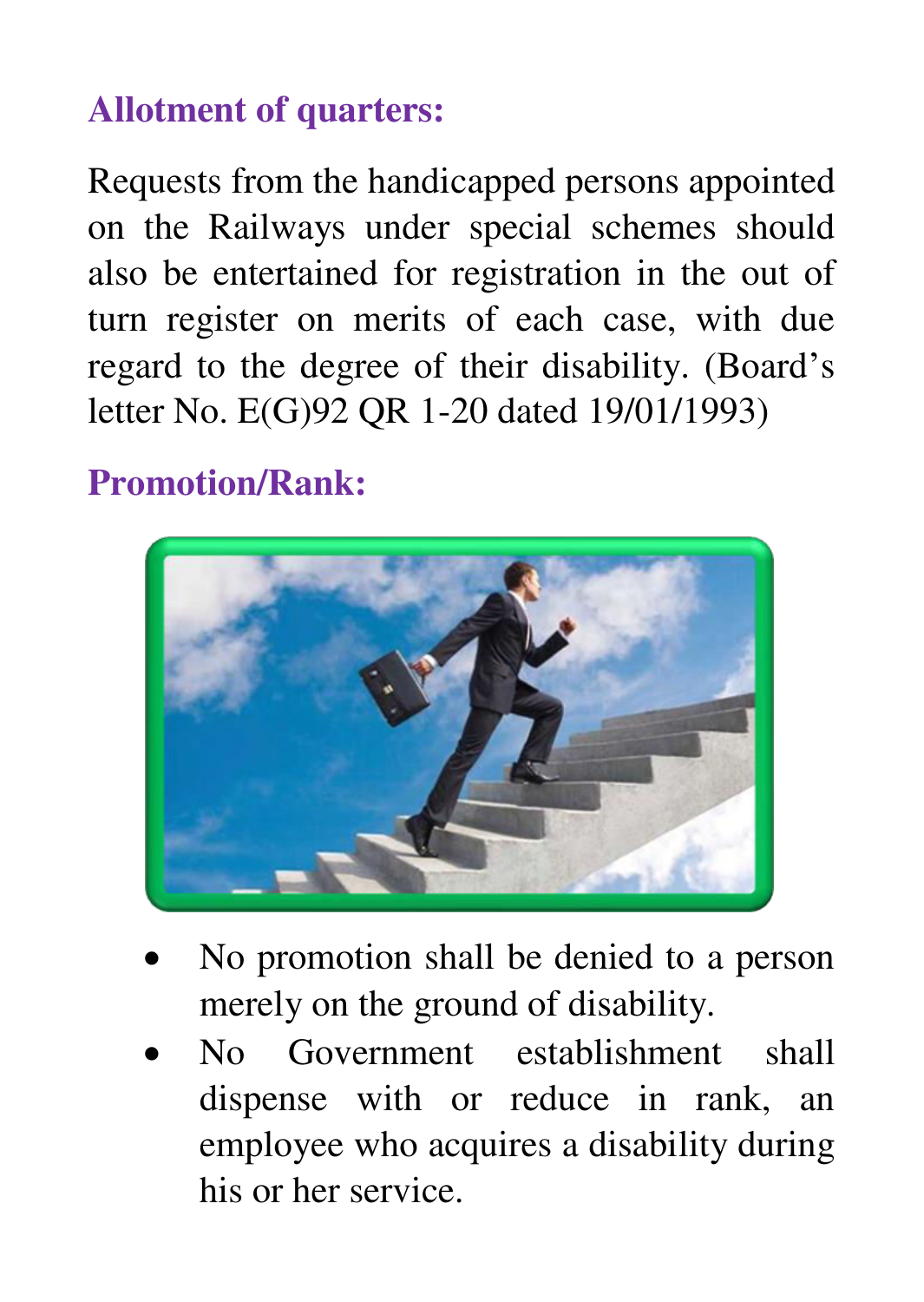## Allotment of quarters:

Requests from the handicapped persons appointed on the Railways under special schemes should also be entertained for registration in the out of turn register on merits of each case, with due regard to the degree of their disability. (Board's letter No. E(G)92 QR 1-20 dated 19/01/1993)

## Promotion/Rank:

- No promotion shall be denied to a person merely on the ground of disability.
- No Government establishment shall dispense with or reduce in rank, an employee who acquires a disability during his or her service.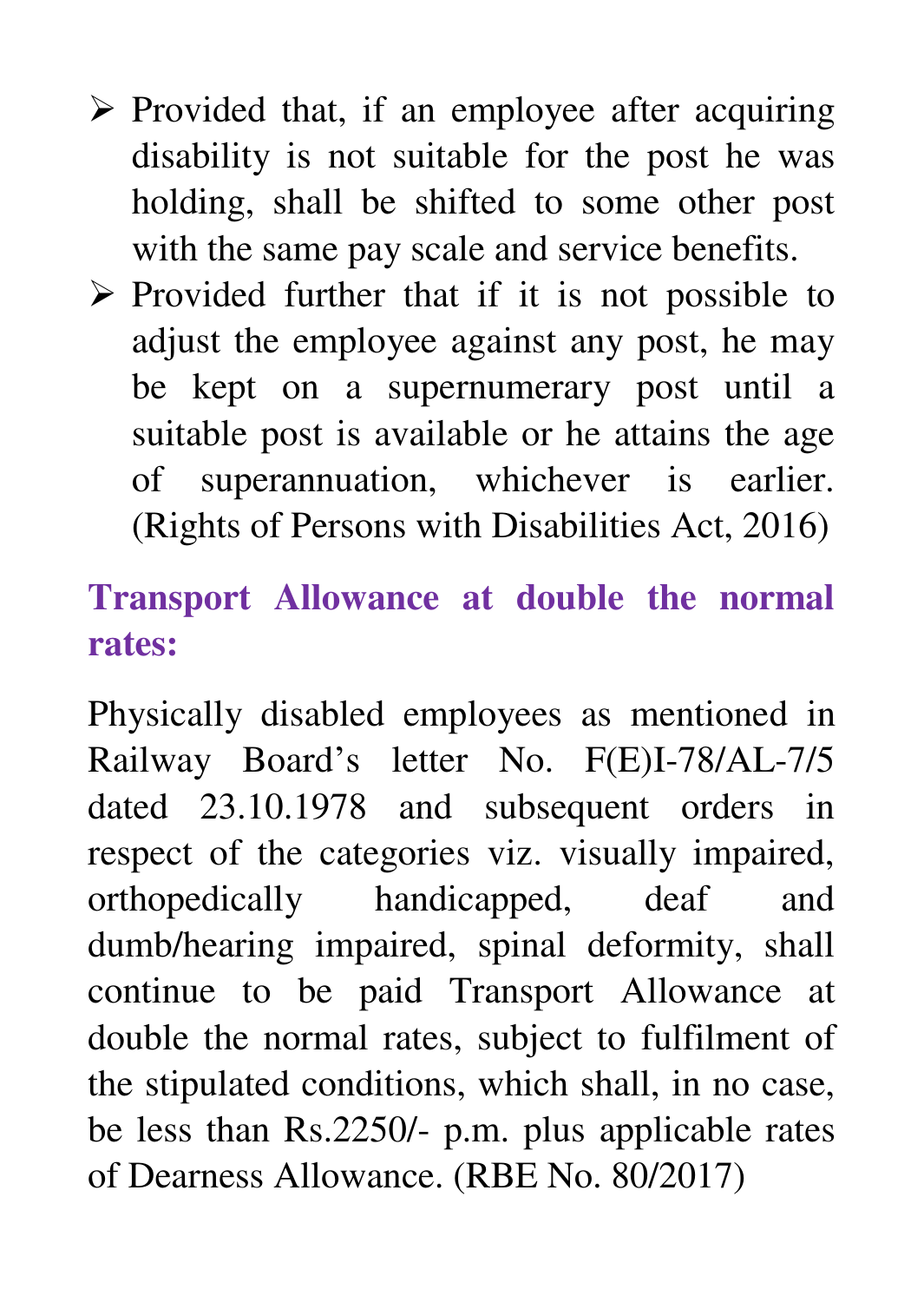- Provided that, if an employee after acquiring disability is not suitable for the post he was holding, shall be shifted to some other post with the same pay scale and service benefits.
- Provided further that if it is not possible to adjust the employee against any post, he may be kept on a supernumerary post until a suitable post is available or he attains the age of superannuation, whichever is earlier. (Rights of Persons with Disabilities Act, 2016)

## Transport Allowance at double the normal rates:

Physically disabled employees as mentioned in Railway Board's letter No. F(E)I-78/AL-7/5 dated 23.10.1978 and subsequent orders in respect of the categories viz. visually impaired, orthopedically handicapped, deaf and dumb/hearing impaired, spinal deformity, shall continue to be paid Transport Allowance at double the normal rates, subject to fulfilment of the stipulated conditions, which shall, in no case, be less than Rs.2250/- p.m. plus applicable rates of Dearness Allowance. (RBE No. 80/2017)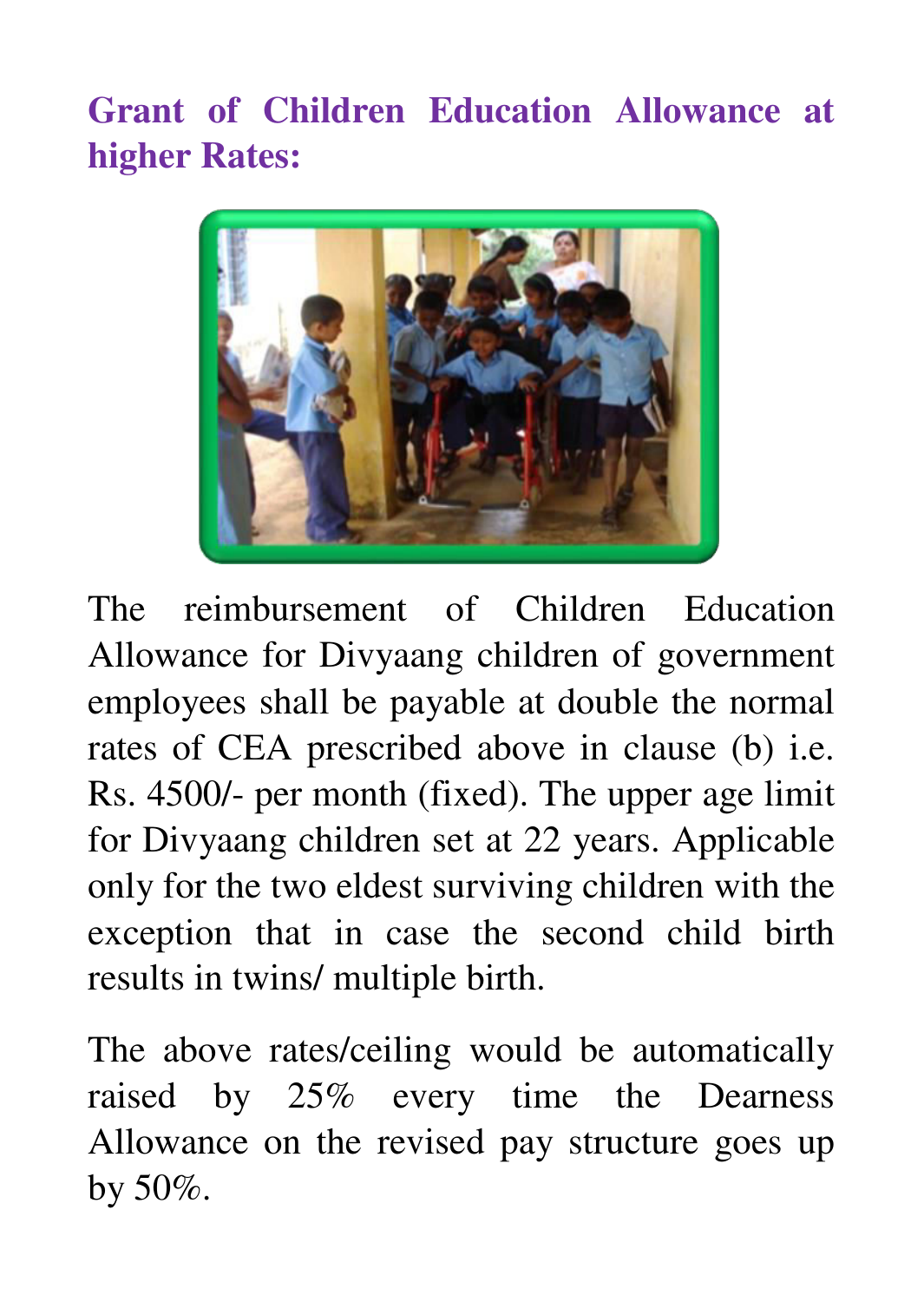## Grant of Children Education Allowance at higher Rates:

The reimbursement of Children Education Allowance for Divyaang children of government employees shall be payable at double the normal rates of CEA prescribed above in clause (b) i.e. Rs. 4500/- per month (fixed). The upper age limit for Divyaang children set at 22 years. Applicable only for the two eldest surviving children with the exception that in case the second child birth results in twins/ multiple birth.

The above rates/ceiling would be automatically raised by 25% every time the Dearness Allowance on the revised pay structure goes up by 50%.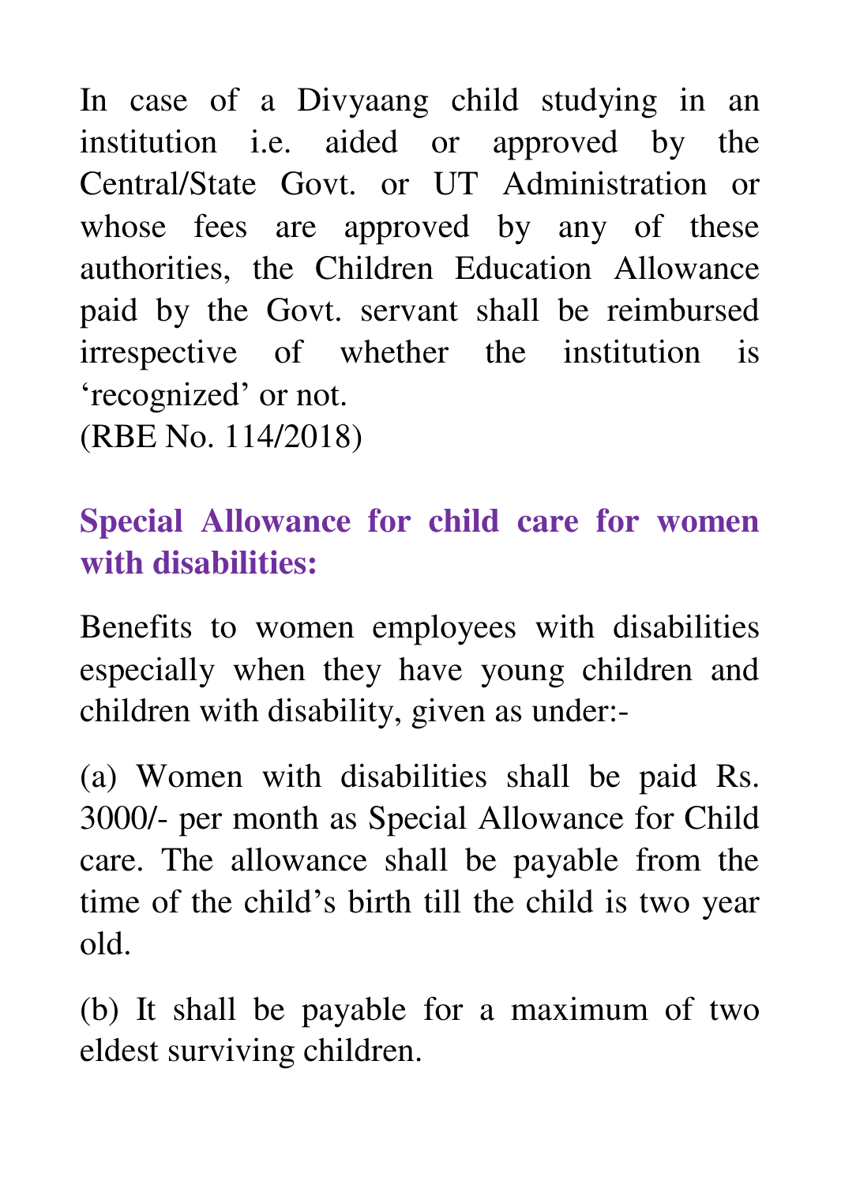In case of a Divyaang child studying in an institution i.e. aided or approved by the Central/State Govt. or UT Administration or whose fees are approved by any of these authorities, the Children Education Allowance paid by the Govt. servant shall be reimbursed irrespective of whether the institution is 'recognized' or not.
(RBE No. 114/2018)

## Special Allowance for child care for women with disabilities:

Benefits to women employees with disabilities especially when they have young children and children with disability, given as under:-

(a) Women with disabilities shall be paid Rs. 3000/- per month as Special Allowance for Child care. The allowance shall be payable from the time of the child's birth till the child is two year old.

(b) It shall be payable for a maximum of two eldest surviving children.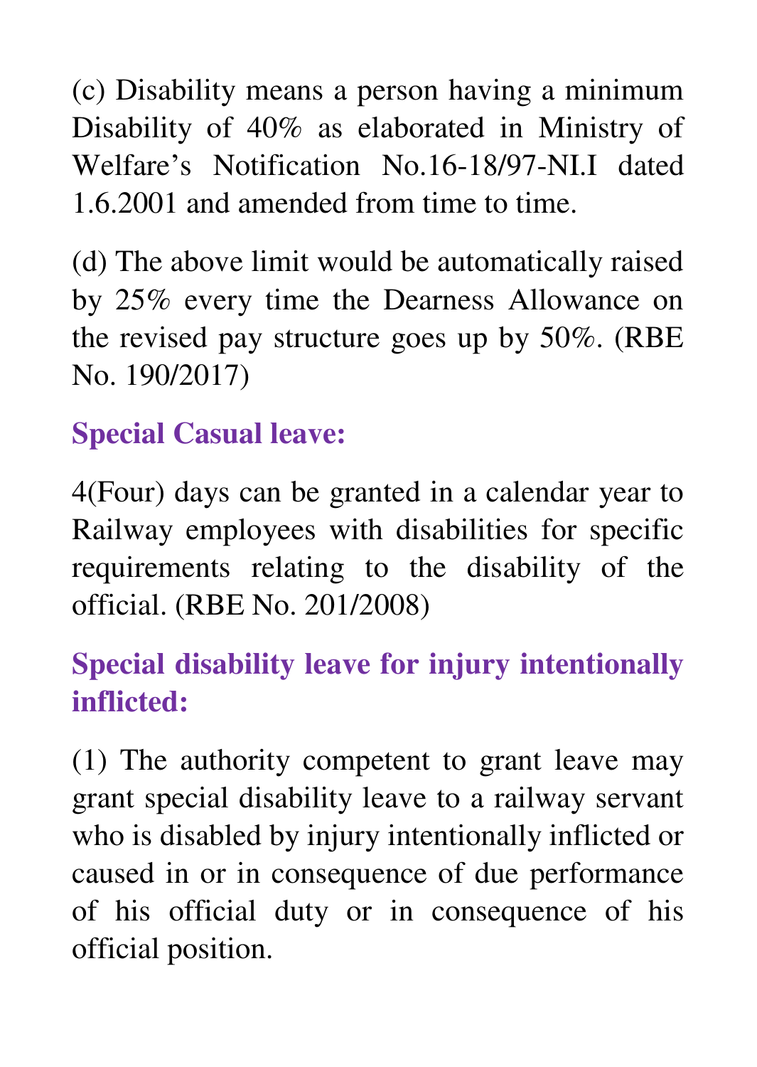(c) Disability means a person having a minimum Disability of 40% as elaborated in Ministry of Welfare's Notification No.16-18/97-NI.I dated 1.6.2001 and amended from time to time.

(d) The above limit would be automatically raised by 25% every time the Dearness Allowance on the revised pay structure goes up by 50%. (RBE No. 190/2017)

**Special Casual leave:**

4(Four) days can be granted in a calendar year to Railway employees with disabilities for specific requirements relating to the disability of the official. (RBE No. 201/2008)

**Special disability leave for injury intentionally inflicted:**

(1) The authority competent to grant leave may grant special disability leave to a railway servant who is disabled by injury intentionally inflicted or caused in or in consequence of due performance of his official duty or in consequence of his official position.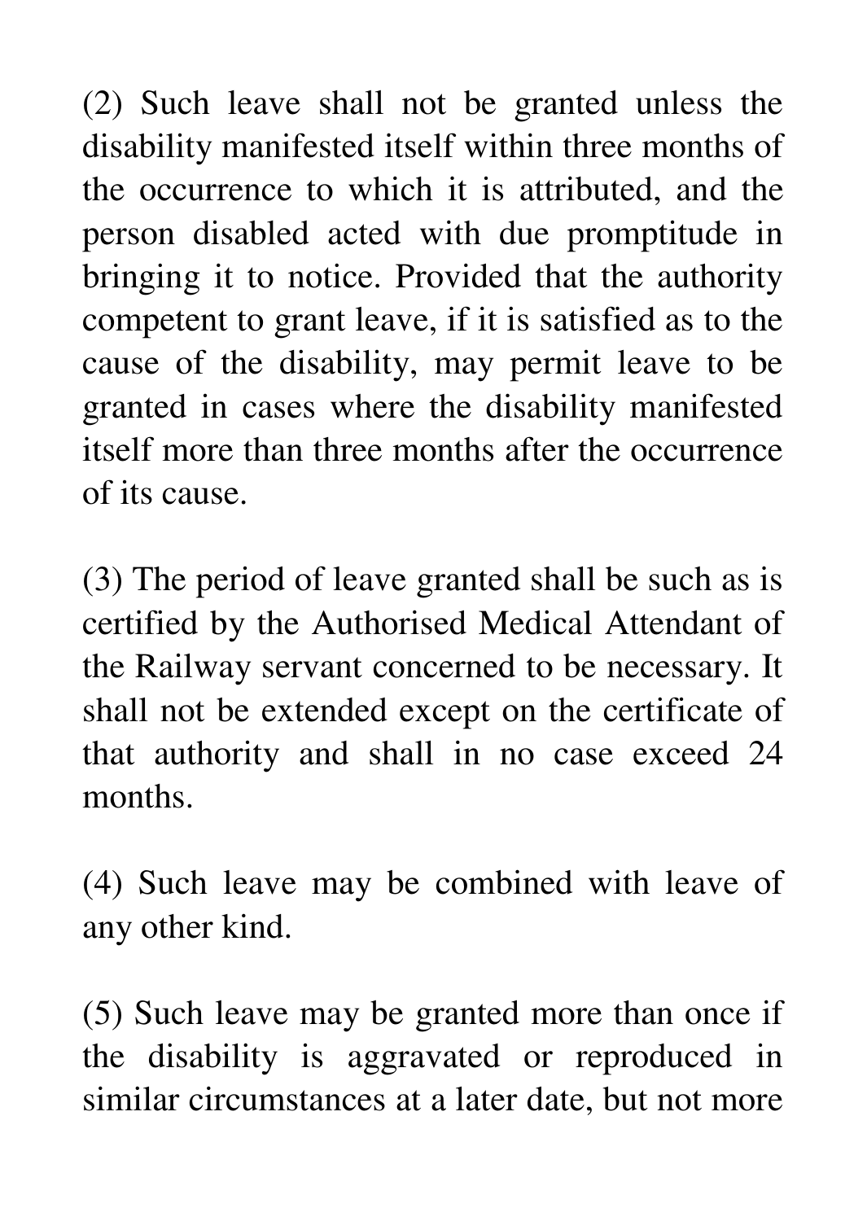(2) Such leave shall not be granted unless the disability manifested itself within three months of the occurrence to which it is attributed, and the person disabled acted with due promptitude in bringing it to notice. Provided that the authority competent to grant leave, if it is satisfied as to the cause of the disability, may permit leave to be granted in cases where the disability manifested itself more than three months after the occurrence of its cause.

(3) The period of leave granted shall be such as is certified by the Authorised Medical Attendant of the Railway servant concerned to be necessary. It shall not be extended except on the certificate of that authority and shall in no case exceed 24 months.

(4) Such leave may be combined with leave of any other kind.

(5) Such leave may be granted more than once if the disability is aggravated or reproduced in similar circumstances at a later date, but not more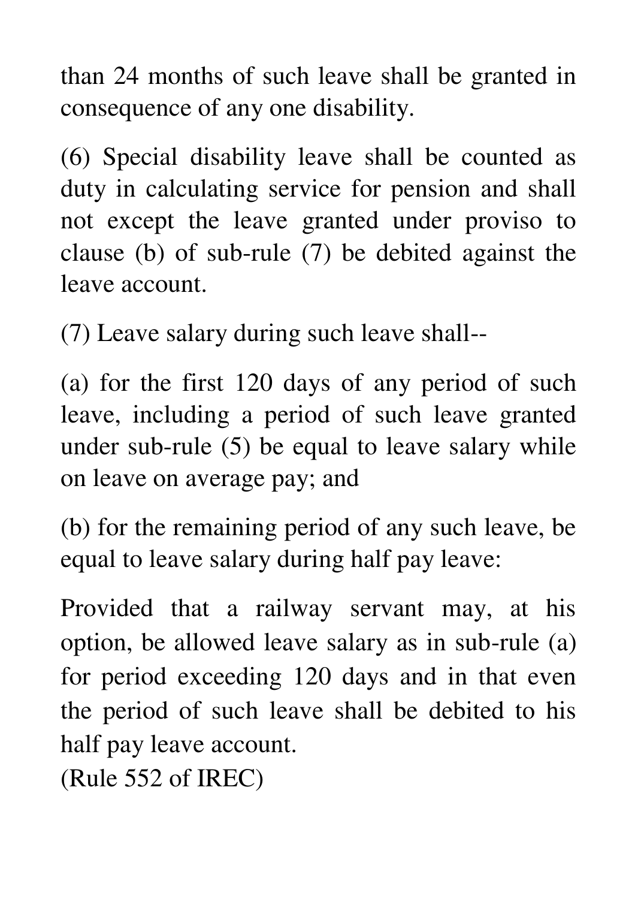than 24 months of such leave shall be granted in consequence of any one disability.

(6) Special disability leave shall be counted as duty in calculating service for pension and shall not except the leave granted under proviso to clause (b) of sub-rule (7) be debited against the leave account.

(7) Leave salary during such leave shall--

(a) for the first 120 days of any period of such leave, including a period of such leave granted under sub-rule (5) be equal to leave salary while on leave on average pay; and

(b) for the remaining period of any such leave, be equal to leave salary during half pay leave:

Provided that a railway servant may, at his option, be allowed leave salary as in sub-rule (a) for period exceeding 120 days and in that even the period of such leave shall be debited to his half pay leave account.
(Rule 552 of IREC)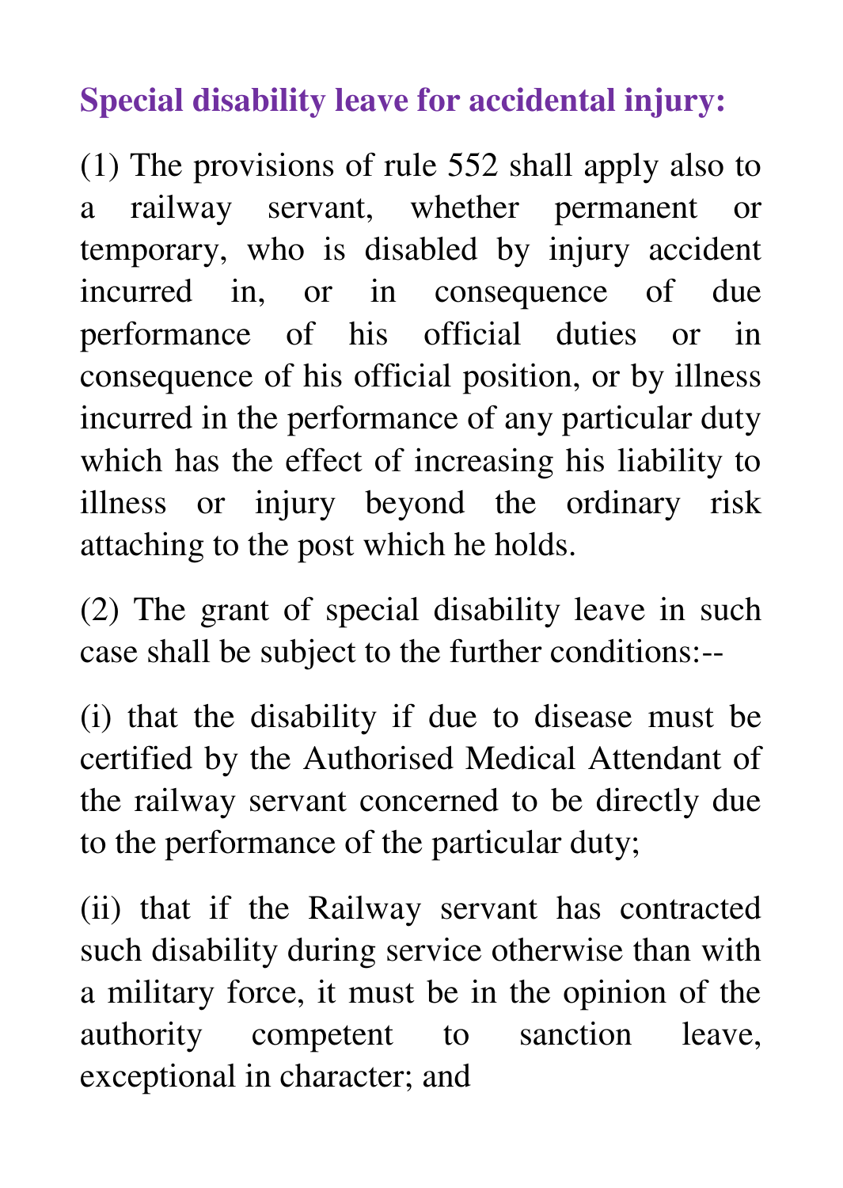## Special disability leave for accidental injury:

(1) The provisions of rule 552 shall apply also to a railway servant, whether permanent or temporary, who is disabled by injury accident incurred in, or in consequence of due performance of his official duties or in consequence of his official position, or by illness incurred in the performance of any particular duty which has the effect of increasing his liability to illness or injury beyond the ordinary risk attaching to the post which he holds.

(2) The grant of special disability leave in such case shall be subject to the further conditions:--

(i) that the disability if due to disease must be certified by the Authorised Medical Attendant of the railway servant concerned to be directly due to the performance of the particular duty;

(ii) that if the Railway servant has contracted such disability during service otherwise than with a military force, it must be in the opinion of the authority competent to sanction leave, exceptional in character; and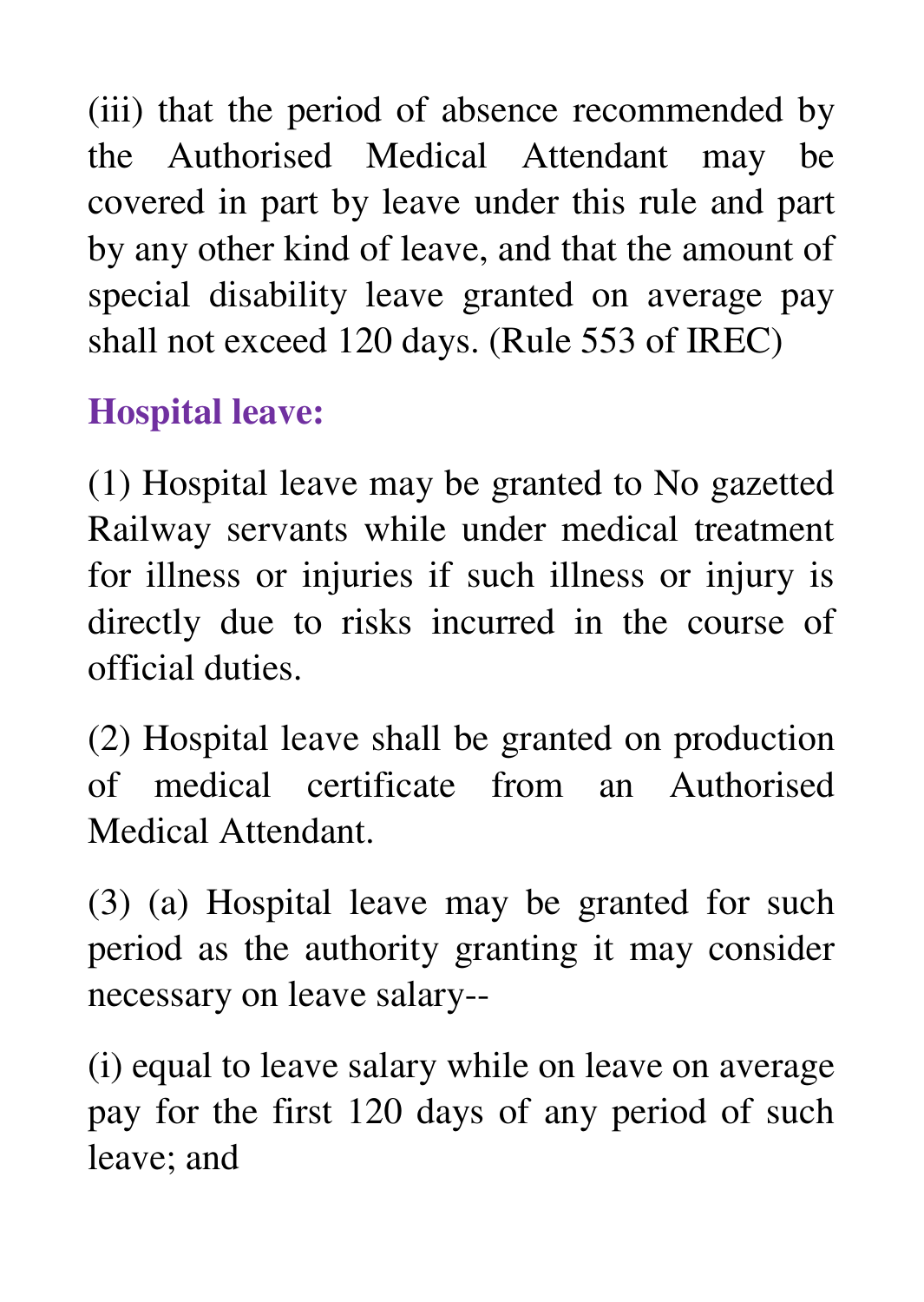(iii) that the period of absence recommended by the Authorised Medical Attendant may be covered in part by leave under this rule and part by any other kind of leave, and that the amount of special disability leave granted on average pay shall not exceed 120 days. (Rule 553 of IREC)

## Hospital leave:

(1) Hospital leave may be granted to No gazetted Railway servants while under medical treatment for illness or injuries if such illness or injury is directly due to risks incurred in the course of official duties.

(2) Hospital leave shall be granted on production of medical certificate from an Authorised Medical Attendant.

(3) (a) Hospital leave may be granted for such period as the authority granting it may consider necessary on leave salary--

(i) equal to leave salary while on leave on average pay for the first 120 days of any period of such leave; and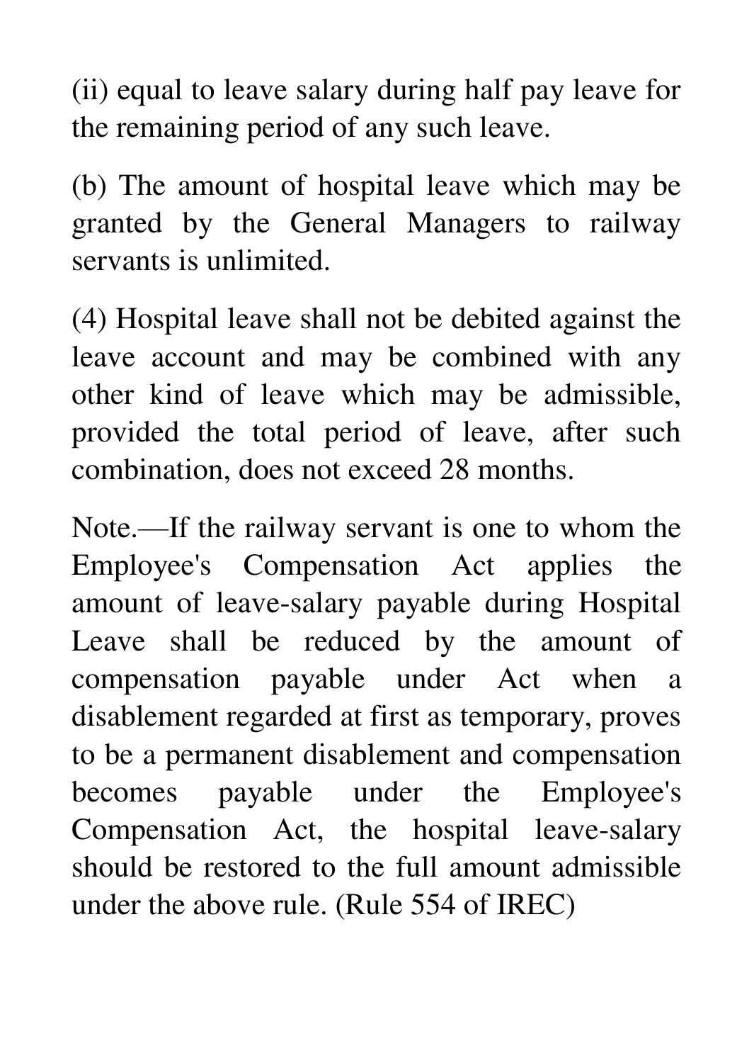(ii) equal to leave salary during half pay leave for the remaining period of any such leave.

(b) The amount of hospital leave which may be granted by the General Managers to railway servants is unlimited.

(4) Hospital leave shall not be debited against the leave account and may be combined with any other kind of leave which may be admissible, provided the total period of leave, after such combination, does not exceed 28 months.

Note.—If the railway servant is one to whom the Employee's Compensation Act applies the amount of leave-salary payable during Hospital Leave shall be reduced by the amount of compensation payable under Act when a disablement regarded at first as temporary, proves to be a permanent disablement and compensation becomes payable under the Employee's Compensation Act, the hospital leave-salary should be restored to the full amount admissible under the above rule. (Rule 554 of IREC)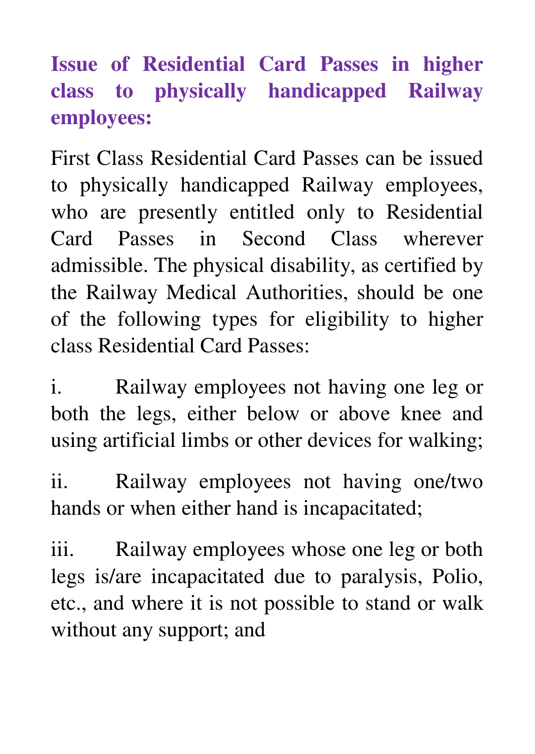### Issue of Residential Card Passes in higher class to physically handicapped Railway employees:

First Class Residential Card Passes can be issued to physically handicapped Railway employees, who are presently entitled only to Residential Card Passes in Second Class wherever admissible. The physical disability, as certified by the Railway Medical Authorities, should be one of the following types for eligibility to higher class Residential Card Passes:

i. Railway employees not having one leg or both the legs, either below or above knee and using artificial limbs or other devices for walking;

ii. Railway employees not having one/two hands or when either hand is incapacitated;

iii. Railway employees whose one leg or both legs is/are incapacitated due to paralysis, Polio, etc., and where it is not possible to stand or walk without any support; and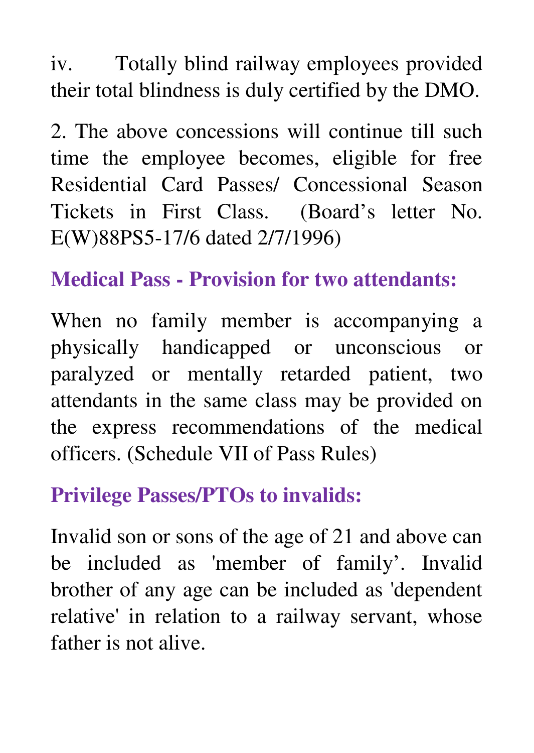iv. Totally blind railway employees provided their total blindness is duly certified by the DMO.

2. The above concessions will continue till such time the employee becomes, eligible for free Residential Card Passes/ Concessional Season Tickets in First Class. (Board's letter No. E(W)88PS5-17/6 dated 2/7/1996)

### Medical Pass - Provision for two attendants:

When no family member is accompanying a physically handicapped or unconscious or paralyzed or mentally retarded patient, two attendants in the same class may be provided on the express recommendations of the medical officers. (Schedule VII of Pass Rules)

### Privilege Passes/PTOs to invalids:

Invalid son or sons of the age of 21 and above can be included as 'member of family'. Invalid brother of any age can be included as 'dependent relative' in relation to a railway servant, whose father is not alive.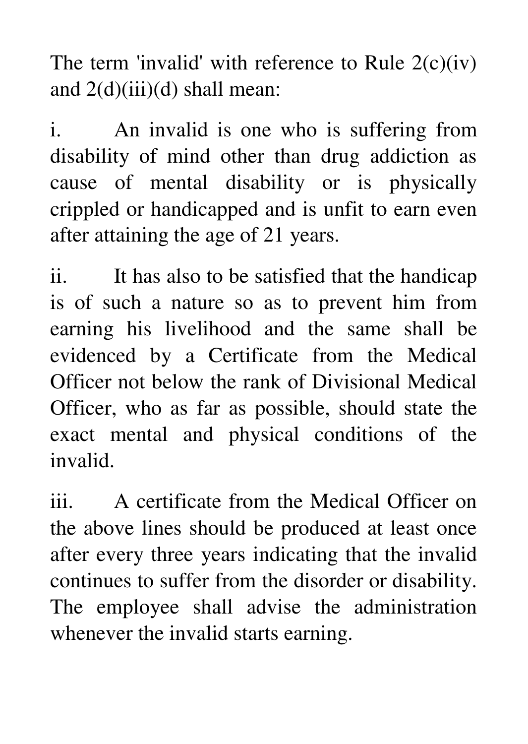The term 'invalid' with reference to Rule 2(c)(iv) and 2(d)(iii)(d) shall mean:

i. An invalid is one who is suffering from disability of mind other than drug addiction as cause of mental disability or is physically crippled or handicapped and is unfit to earn even after attaining the age of 21 years.

ii. It has also to be satisfied that the handicap is of such a nature so as to prevent him from earning his livelihood and the same shall be evidenced by a Certificate from the Medical Officer not below the rank of Divisional Medical Officer, who as far as possible, should state the exact mental and physical conditions of the invalid.

iii. A certificate from the Medical Officer on the above lines should be produced at least once after every three years indicating that the invalid continues to suffer from the disorder or disability. The employee shall advise the administration whenever the invalid starts earning.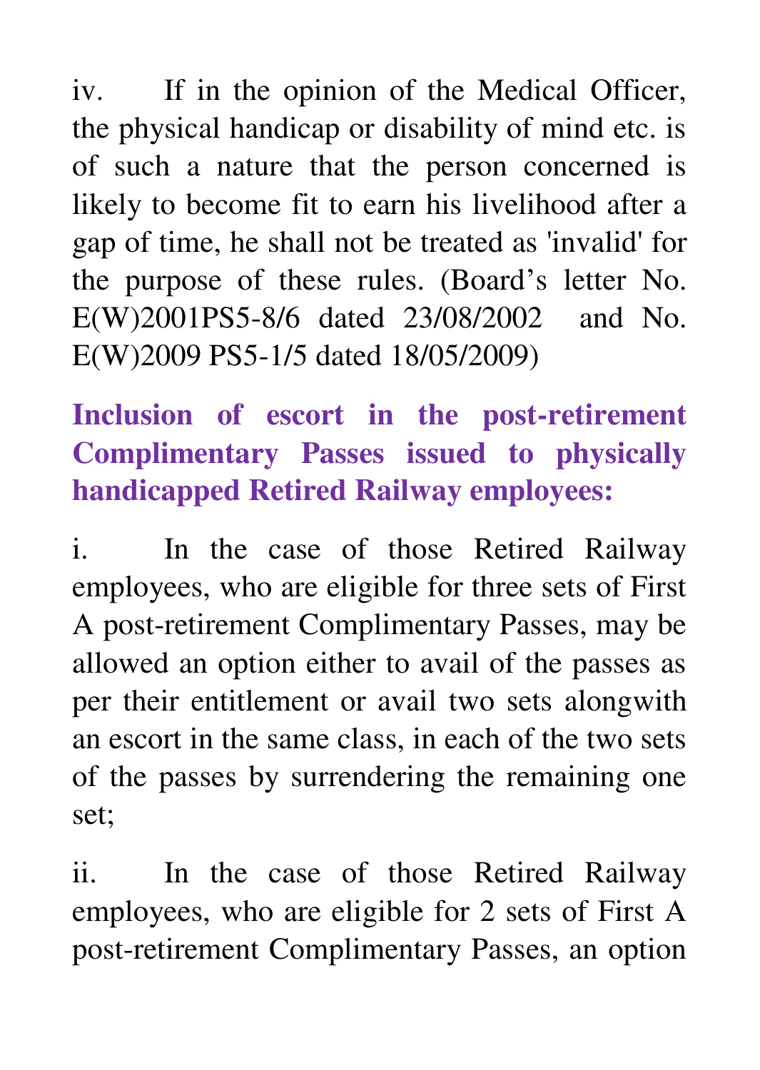iv. If in the opinion of the Medical Officer, the physical handicap or disability of mind etc. is of such a nature that the person concerned is likely to become fit to earn his livelihood after a gap of time, he shall not be treated as 'invalid' for the purpose of these rules. (Board's letter No. E(W)2001PS5-8/6 dated 23/08/2002 and No. E(W)2009 PS5-1/5 dated 18/05/2009)

**Inclusion of escort in the post-retirement Complimentary Passes issued to physically handicapped Retired Railway employees:**

i. In the case of those Retired Railway employees, who are eligible for three sets of First A post-retirement Complimentary Passes, may be allowed an option either to avail of the passes as per their entitlement or avail two sets alongwith an escort in the same class, in each of the two sets of the passes by surrendering the remaining one set;

ii. In the case of those Retired Railway employees, who are eligible for 2 sets of First A post-retirement Complimentary Passes, an option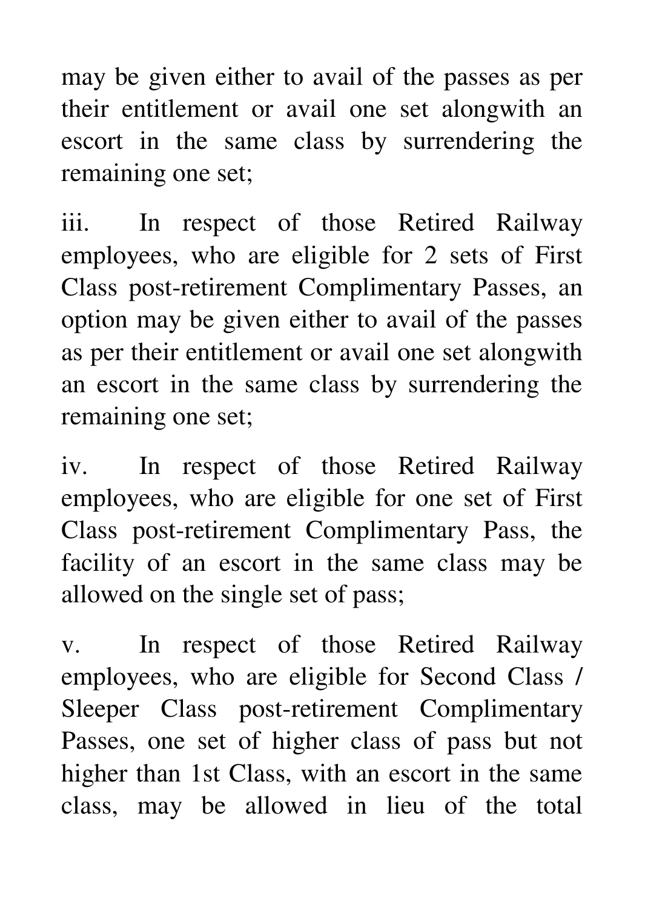may be given either to avail of the passes as per their entitlement or avail one set alongwith an escort in the same class by surrendering the remaining one set;

iii. In respect of those Retired Railway employees, who are eligible for 2 sets of First Class post-retirement Complimentary Passes, an option may be given either to avail of the passes as per their entitlement or avail one set alongwith an escort in the same class by surrendering the remaining one set;

iv. In respect of those Retired Railway employees, who are eligible for one set of First Class post-retirement Complimentary Pass, the facility of an escort in the same class may be allowed on the single set of pass;

v. In respect of those Retired Railway employees, who are eligible for Second Class / Sleeper Class post-retirement Complimentary Passes, one set of higher class of pass but not higher than 1st Class, with an escort in the same class, may be allowed in lieu of the total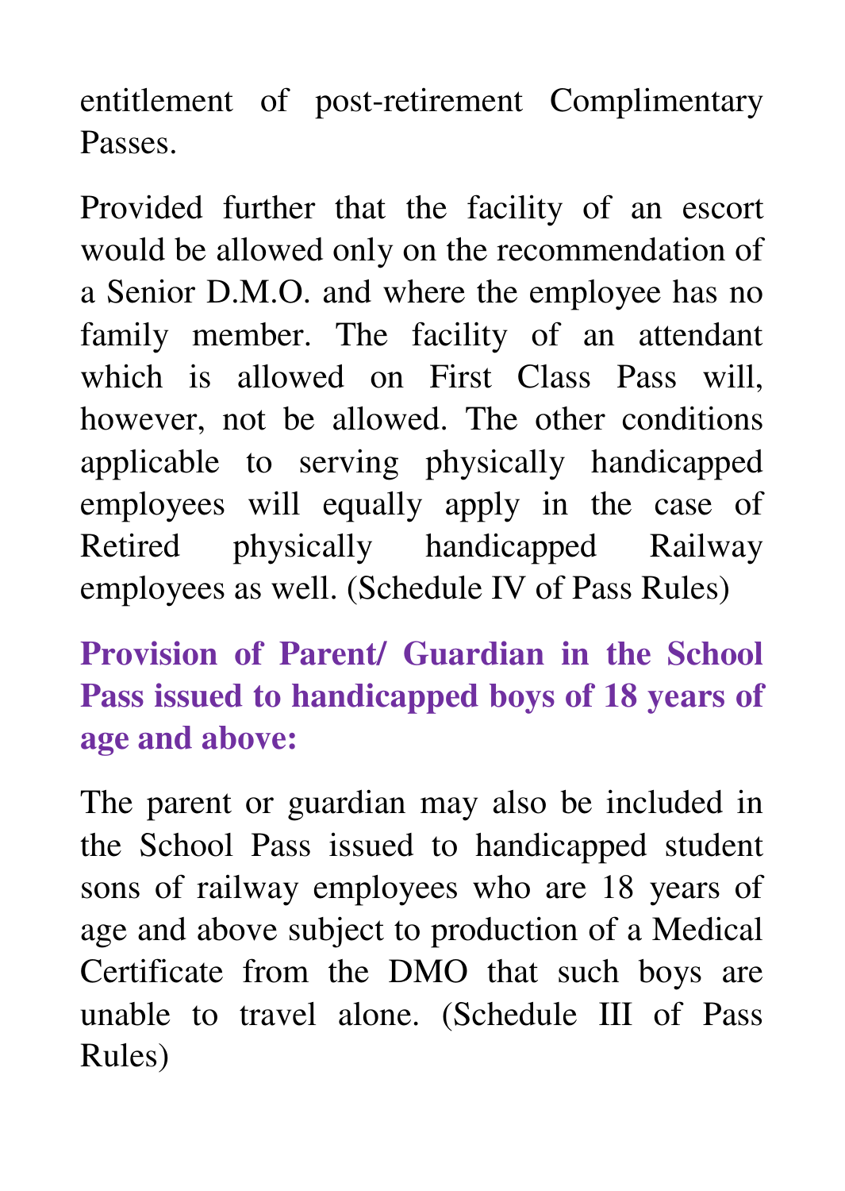entitlement of post-retirement Complimentary Passes.

Provided further that the facility of an escort would be allowed only on the recommendation of a Senior D.M.O. and where the employee has no family member. The facility of an attendant which is allowed on First Class Pass will, however, not be allowed. The other conditions applicable to serving physically handicapped employees will equally apply in the case of Retired physically handicapped Railway employees as well. (Schedule IV of Pass Rules)

**Provision of Parent/ Guardian in the School Pass issued to handicapped boys of 18 years of age and above:**

The parent or guardian may also be included in the School Pass issued to handicapped student sons of railway employees who are 18 years of age and above subject to production of a Medical Certificate from the DMO that such boys are unable to travel alone. (Schedule III of Pass Rules)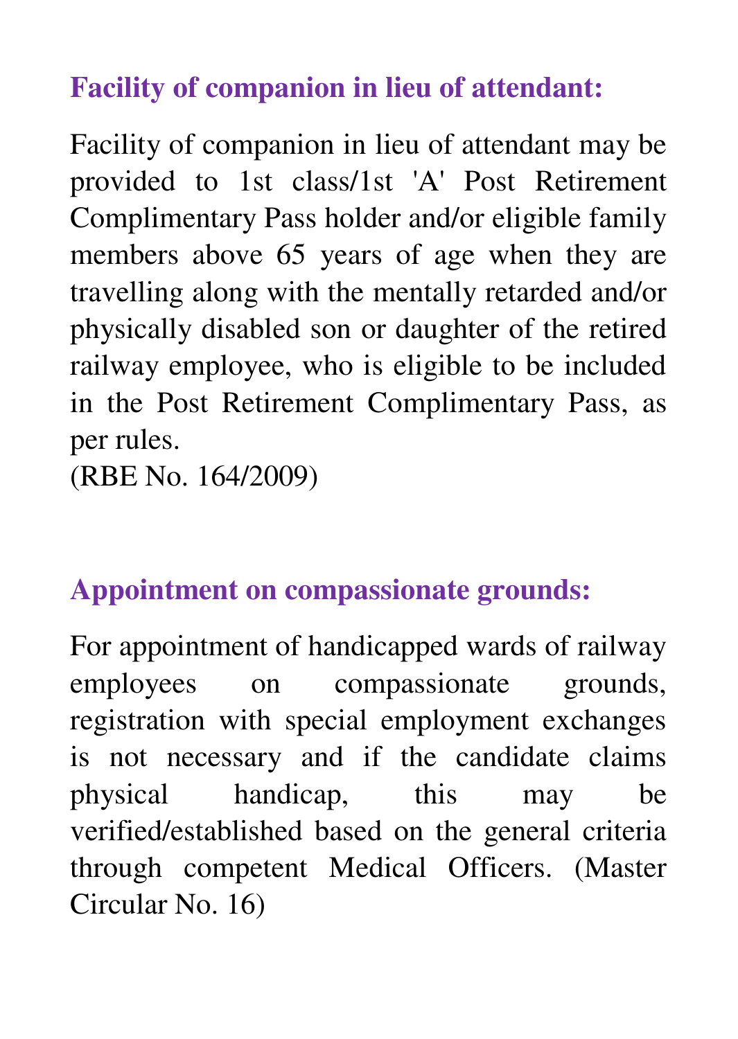### Facility of companion in lieu of attendant:

Facility of companion in lieu of attendant may be provided to 1st class/1st 'A' Post Retirement Complimentary Pass holder and/or eligible family members above 65 years of age when they are travelling along with the mentally retarded and/or physically disabled son or daughter of the retired railway employee, who is eligible to be included in the Post Retirement Complimentary Pass, as per rules.
(RBE No. 164/2009)

### Appointment on compassionate grounds:

For appointment of handicapped wards of railway employees on compassionate grounds, registration with special employment exchanges is not necessary and if the candidate claims physical handicap, this may be verified/established based on the general criteria through competent Medical Officers. (Master Circular No. 16)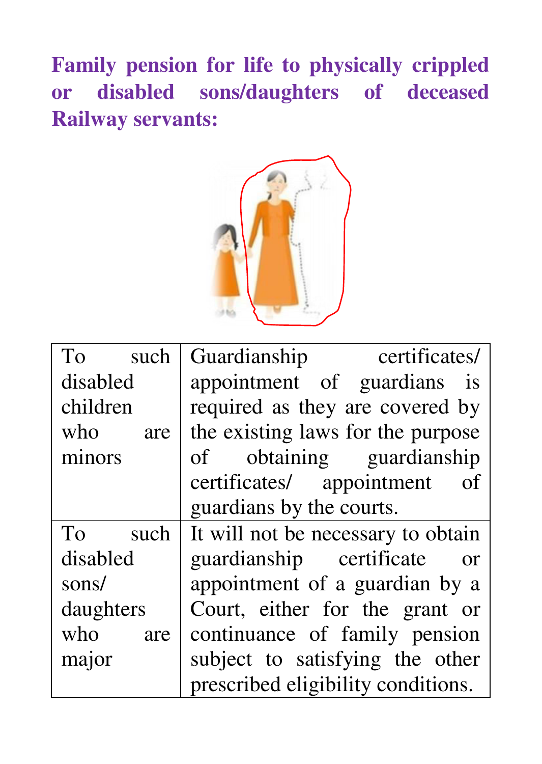## Family pension for life to physically crippled or disabled sons/daughters of deceased Railway servants:

| To such disabled children who are minors | Guardianship certificates/ appointment of guardians is required as they are covered by the existing laws for the purpose of obtaining guardianship certificates/ appointment of guardians by the courts. |
| --- | --- |
| To such disabled sons/ daughters who are major | It will not be necessary to obtain guardianship certificate or appointment of a guardian by a Court, either for the grant or continuance of family pension subject to satisfying the other prescribed eligibility conditions. |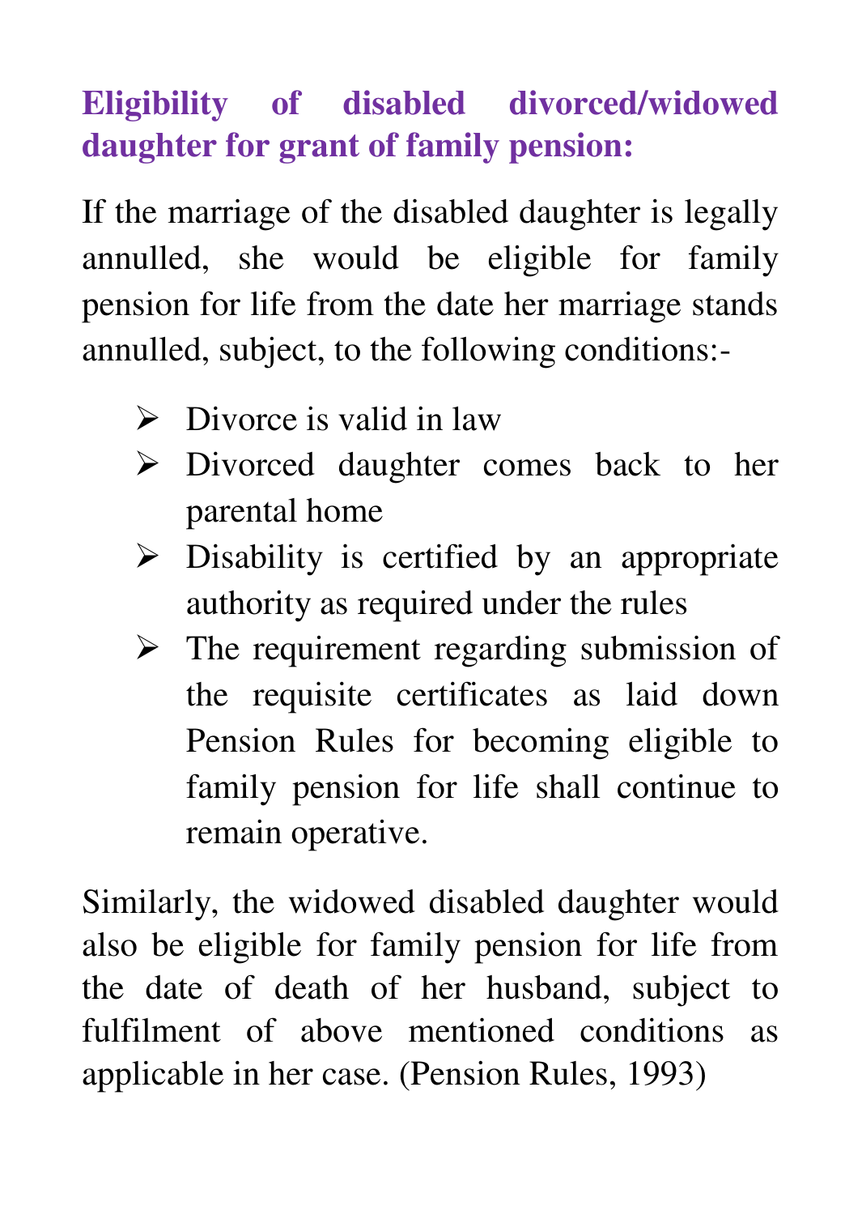## Eligibility of disabled divorced/widowed daughter for grant of family pension:

If the marriage of the disabled daughter is legally annulled, she would be eligible for family pension for life from the date her marriage stands annulled, subject, to the following conditions:-

- Divorce is valid in law
- Divorced daughter comes back to her parental home
- Disability is certified by an appropriate authority as required under the rules
- The requirement regarding submission of the requisite certificates as laid down Pension Rules for becoming eligible to family pension for life shall continue to remain operative.

Similarly, the widowed disabled daughter would also be eligible for family pension for life from the date of death of her husband, subject to fulfilment of above mentioned conditions as applicable in her case. (Pension Rules, 1993)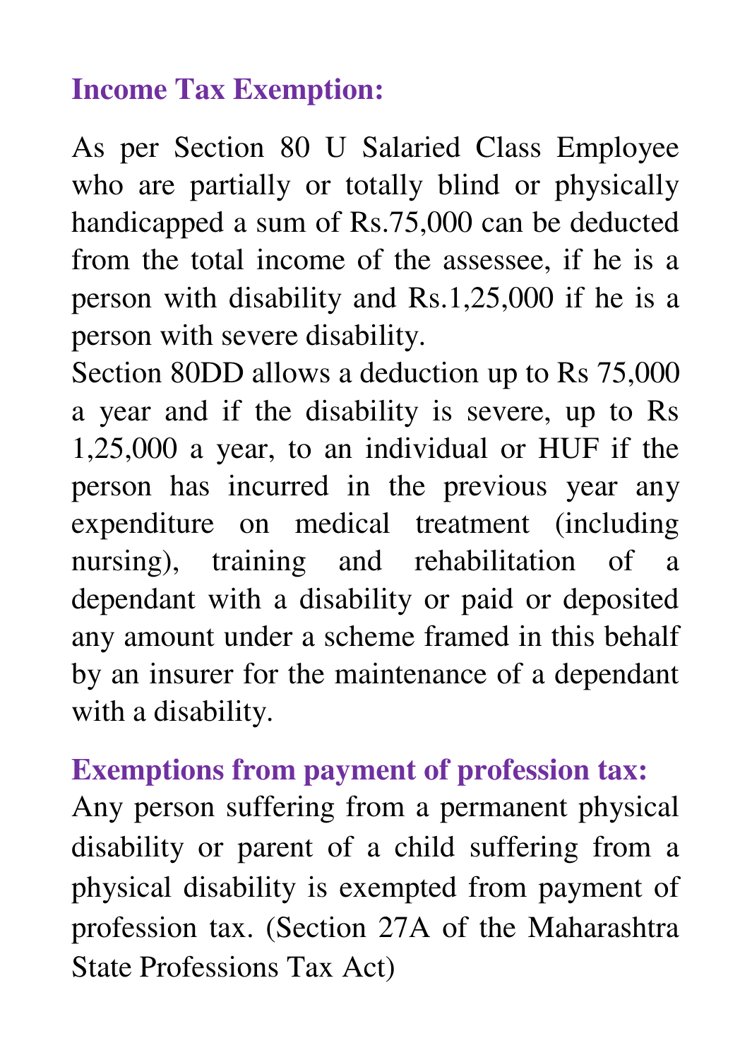## Income Tax Exemption:

As per Section 80 U Salaried Class Employee who are partially or totally blind or physically handicapped a sum of Rs.75,000 can be deducted from the total income of the assessee, if he is a person with disability and Rs.1,25,000 if he is a person with severe disability.

Section 80DD allows a deduction up to Rs 75,000 a year and if the disability is severe, up to Rs 1,25,000 a year, to an individual or HUF if the person has incurred in the previous year any expenditure on medical treatment (including nursing), training and rehabilitation of a dependant with a disability or paid or deposited any amount under a scheme framed in this behalf by an insurer for the maintenance of a dependant with a disability.

## Exemptions from payment of profession tax:

Any person suffering from a permanent physical disability or parent of a child suffering from a physical disability is exempted from payment of profession tax. (Section 27A of the Maharashtra State Professions Tax Act)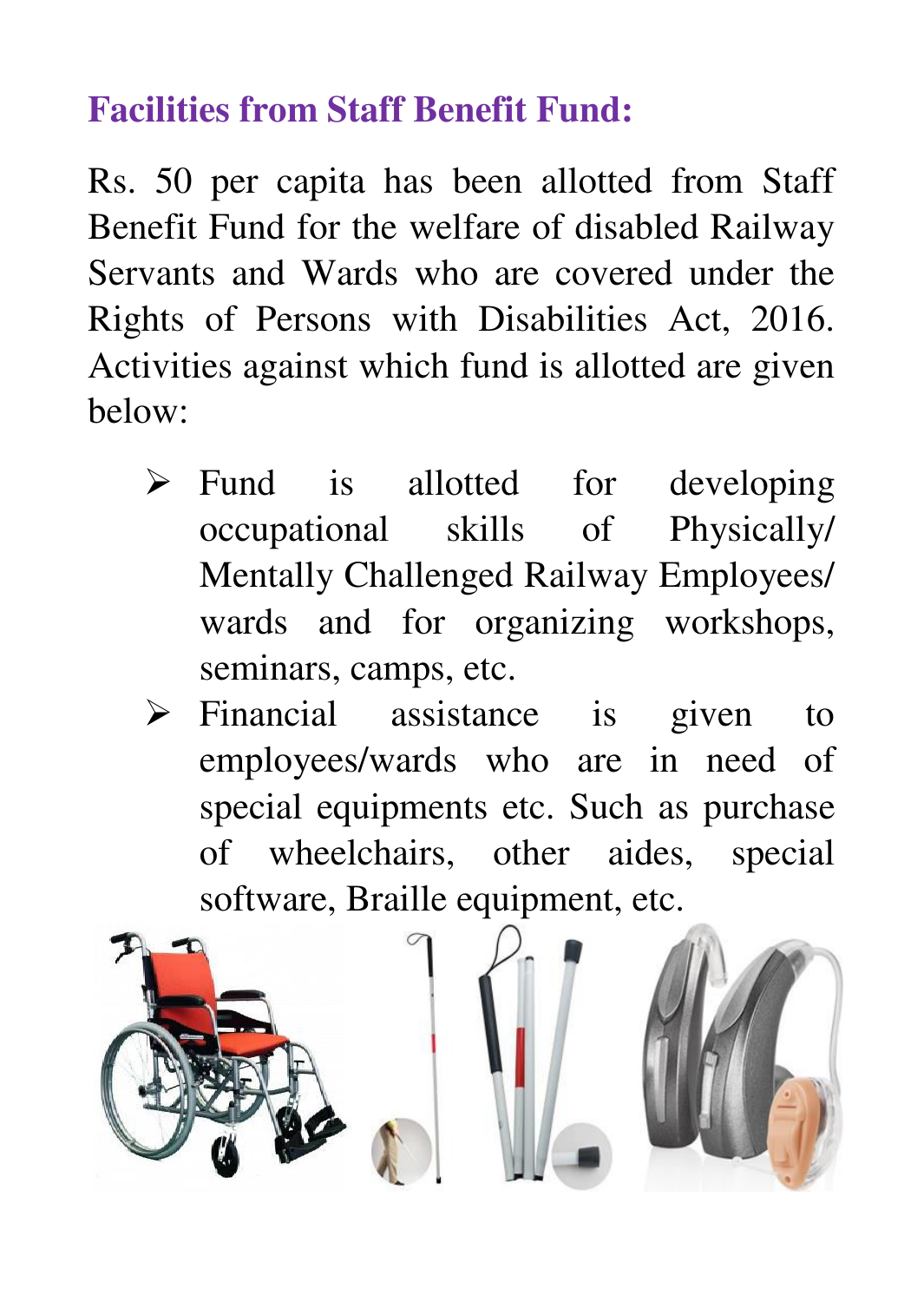## Facilities from Staff Benefit Fund:

Rs. 50 per capita has been allotted from Staff Benefit Fund for the welfare of disabled Railway Servants and Wards who are covered under the Rights of Persons with Disabilities Act, 2016. Activities against which fund is allotted are given below:

- Fund is allotted for developing occupational skills of Physically/ Mentally Challenged Railway Employees/ wards and for organizing workshops, seminars, camps, etc.
- Financial assistance is given to employees/wards who are in need of special equipments etc. Such as purchase of wheelchairs, other aides, special software, Braille equipment, etc.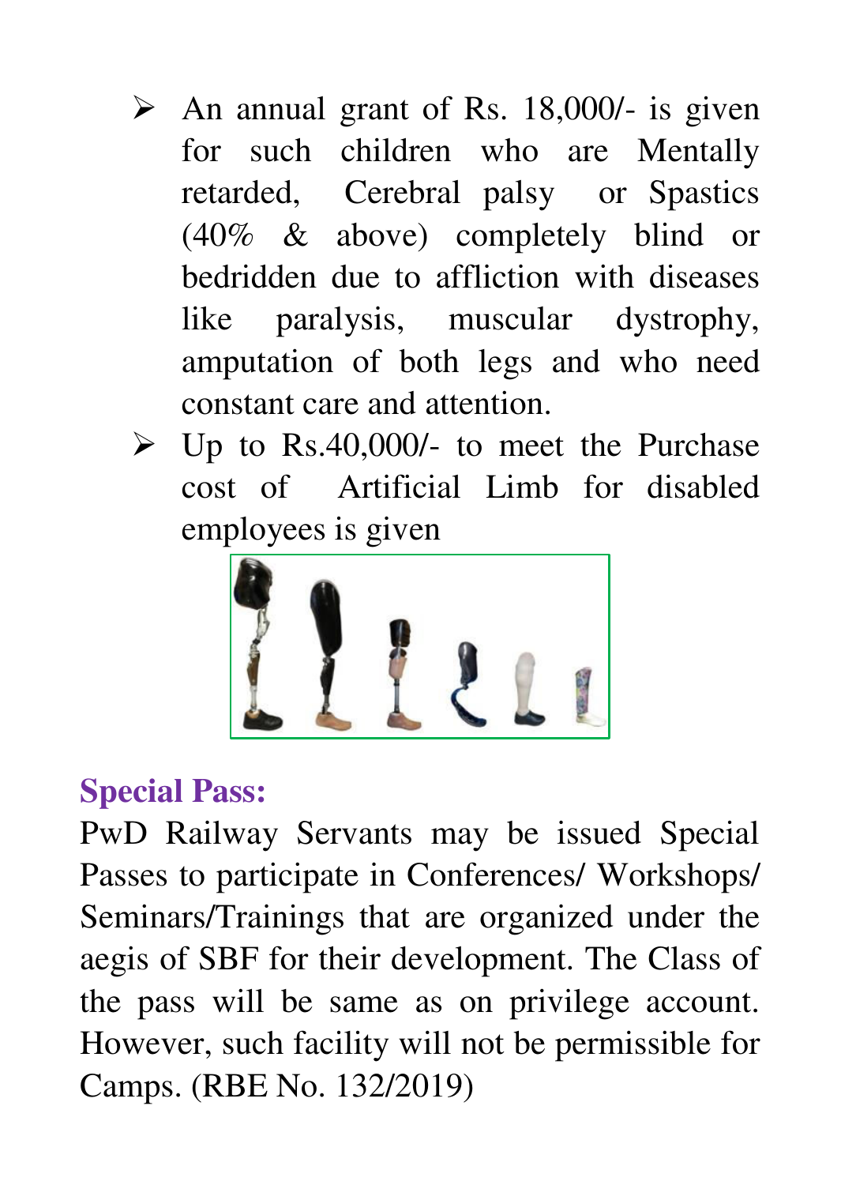- An annual grant of Rs. 18,000/- is given for such children who are Mentally retarded, Cerebral palsy or Spastics (40% & above) completely blind or bedridden due to affliction with diseases like paralysis, muscular dystrophy, amputation of both legs and who need constant care and attention.
- Up to Rs.40,000/- to meet the Purchase cost of Artificial Limb for disabled employees is given

## Special Pass:

PwD Railway Servants may be issued Special Passes to participate in Conferences/ Workshops/ Seminars/Trainings that are organized under the aegis of SBF for their development. The Class of the pass will be same as on privilege account. However, such facility will not be permissible for Camps. (RBE No. 132/2019)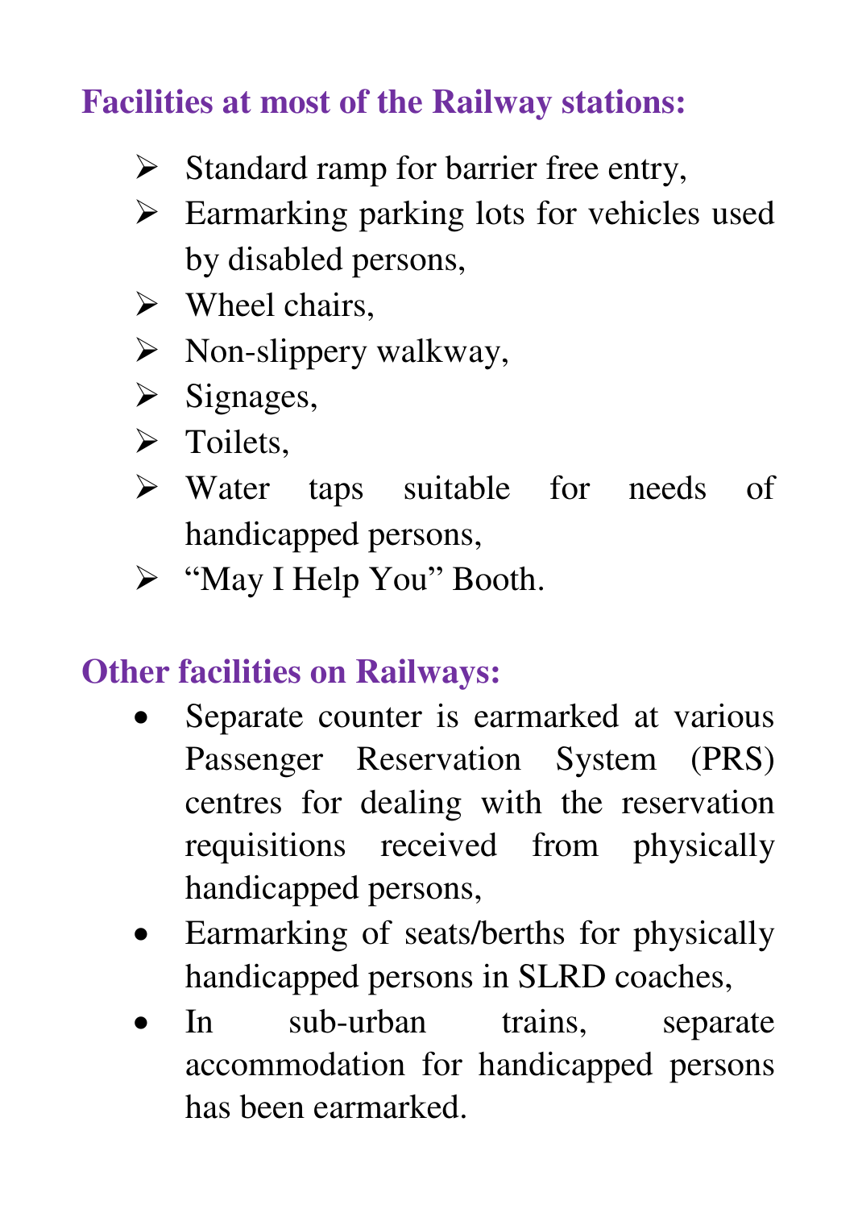## Facilities at most of the Railway stations:

- Standard ramp for barrier free entry,
- Earmarking parking lots for vehicles used by disabled persons,
- Wheel chairs,
- Non-slippery walkway,
- Signages,
- Toilets,
- Water taps suitable for needs of handicapped persons,
- "May I Help You" Booth.

## Other facilities on Railways:

- Separate counter is earmarked at various Passenger Reservation System (PRS) centres for dealing with the reservation requisitions received from physically handicapped persons,
- Earmarking of seats/berths for physically handicapped persons in SLRD coaches,
- In sub-urban trains, separate accommodation for handicapped persons has been earmarked.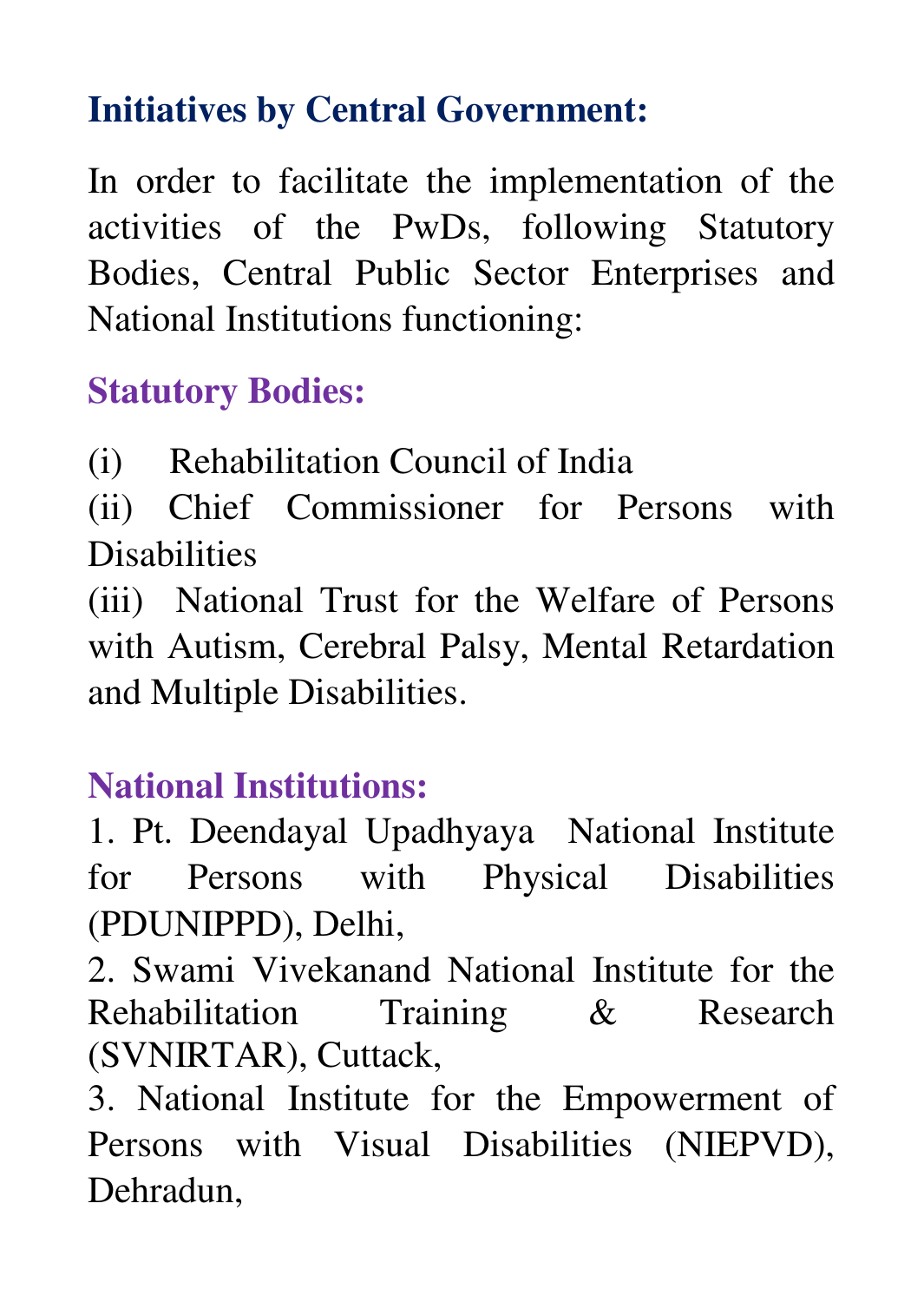## Initiatives by Central Government:

In order to facilitate the implementation of the activities of the PwDs, following Statutory Bodies, Central Public Sector Enterprises and National Institutions functioning:

### Statutory Bodies:

(i) Rehabilitation Council of India
(ii) Chief Commissioner for Persons with Disabilities
(iii) National Trust for the Welfare of Persons with Autism, Cerebral Palsy, Mental Retardation and Multiple Disabilities.

### National Institutions:

1. Pt. Deendayal Upadhyaya National Institute for Persons with Physical Disabilities (PDUNIPPD), Delhi,
2. Swami Vivekanand National Institute for the Rehabilitation Training & Research (SVNIRTAR), Cuttack,
3. National Institute for the Empowerment of Persons with Visual Disabilities (NIEPVD), Dehradun,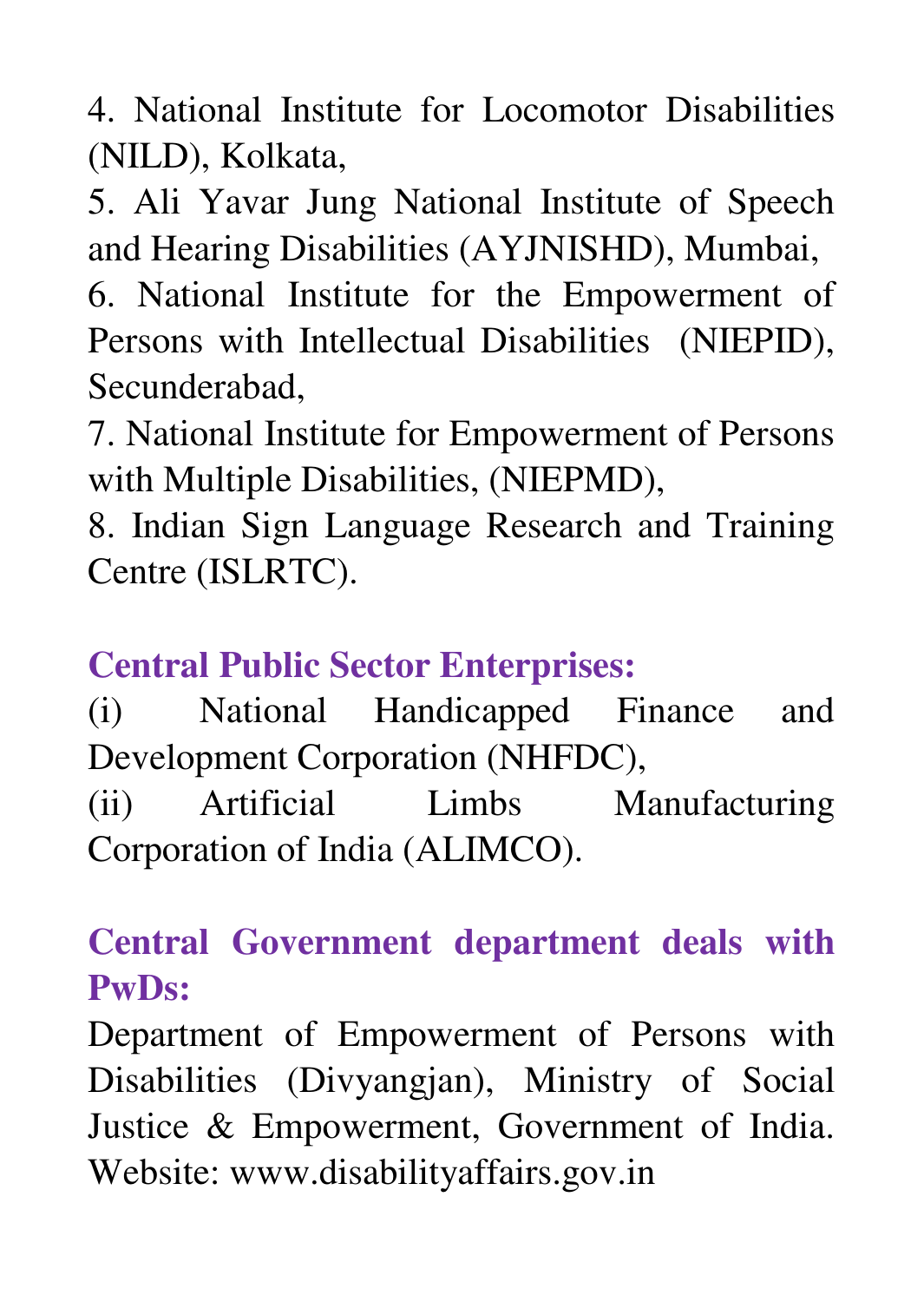4. National Institute for Locomotor Disabilities (NILD), Kolkata,
5. Ali Yavar Jung National Institute of Speech and Hearing Disabilities (AYJNISHD), Mumbai,
6. National Institute for the Empowerment of Persons with Intellectual Disabilities (NIEPID), Secunderabad,
7. National Institute for Empowerment of Persons with Multiple Disabilities, (NIEPMD),
8. Indian Sign Language Research and Training Centre (ISLRTC).

**Central Public Sector Enterprises:**

(i) National Handicapped Finance and Development Corporation (NHFDC),
(ii) Artificial Limbs Manufacturing Corporation of India (ALIMCO).

**Central Government department deals with PwDs:**

Department of Empowerment of Persons with Disabilities (Divyangjan), Ministry of Social Justice & Empowerment, Government of India. Website: www.disabilityaffairs.gov.in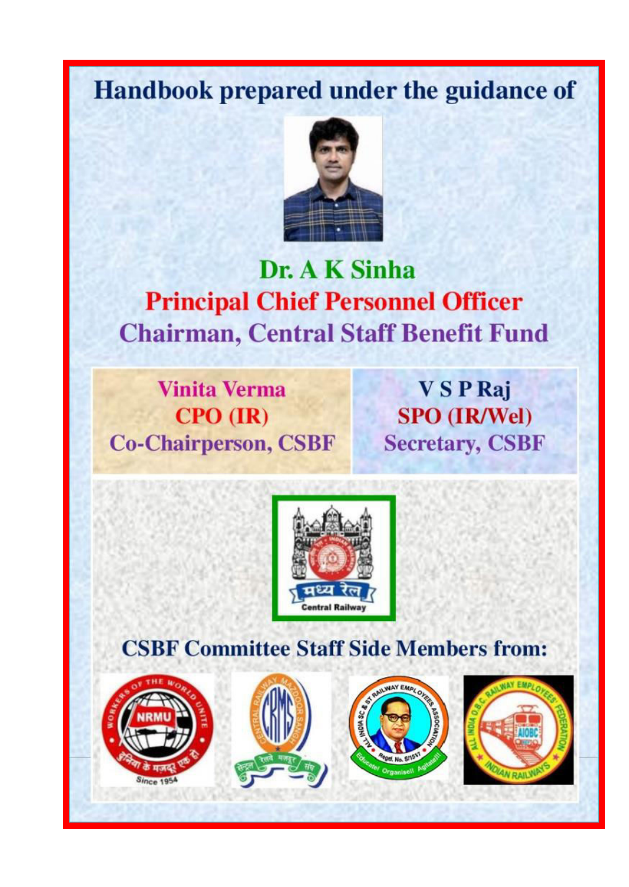# Handbook prepared under the guidance of

**Dr. A K Sinha**
**Principal Chief Personnel Officer**
**Chairman, Central Staff Benefit Fund**

| | |
|---|---|
| **Vinita Verma**<br>**CPO (IR)**<br>**Co-Chairperson, CSBF** | **V S P Raj**<br>**SPO (IR/Wel)**<br>**Secretary, CSBF** |

मध्य रेल
Central Railway

## CSBF Committee Staff Side Members from: